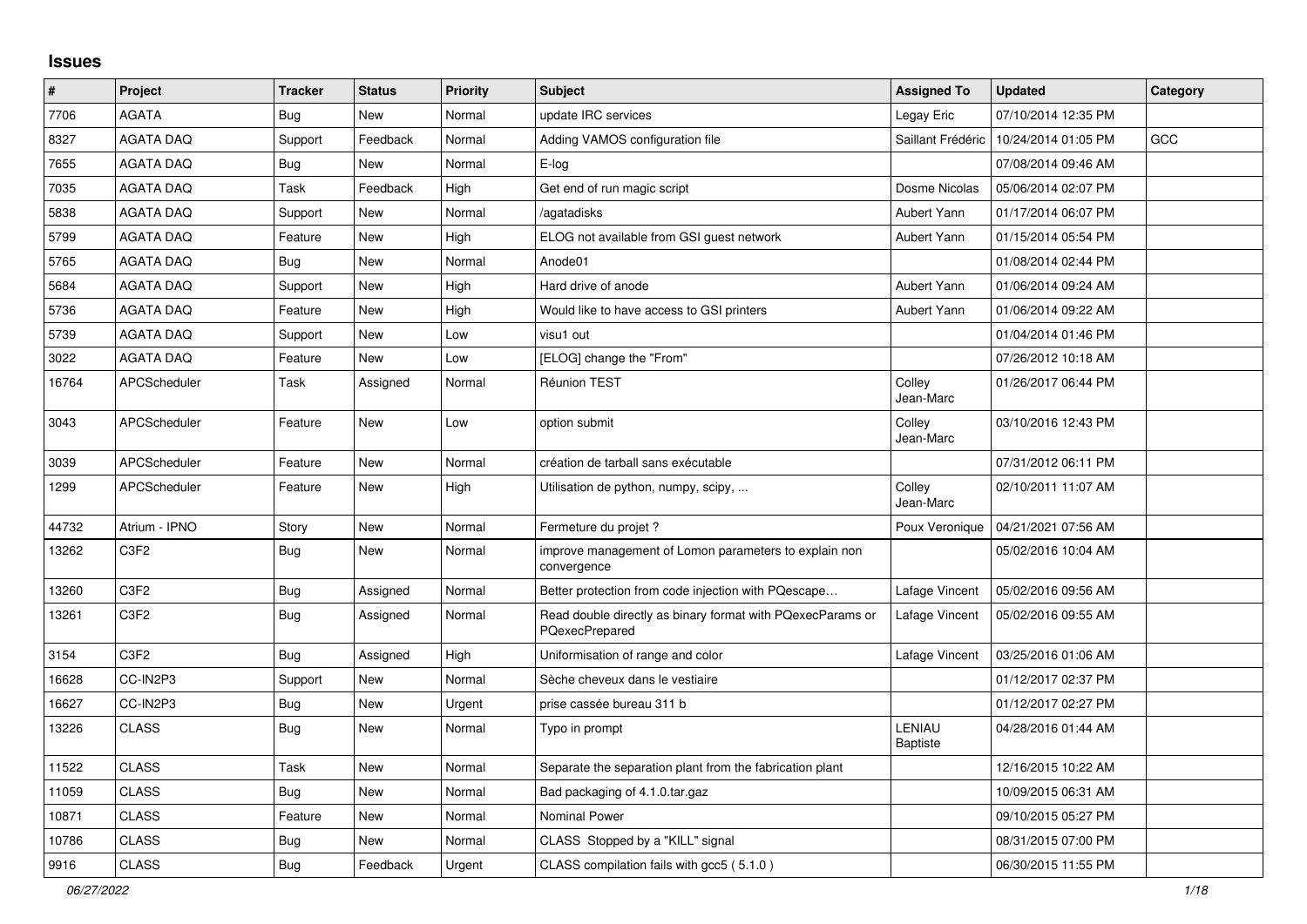# Issues

| # | Project | Tracker | Status | Priority | Subject | Assigned To | Updated | Category |
|---|---|---|---|---|---|---|---|---|
| 7706 | AGATA | Bug | New | Normal | update IRC services | Legay Eric | 07/10/2014 12:35 PM | |
| 8327 | AGATA DAQ | Support | Feedback | Normal | Adding VAMOS configuration file | Saillant Frédéric | 10/24/2014 01:05 PM | GCC |
| 7655 | AGATA DAQ | Bug | New | Normal | E-log | | 07/08/2014 09:46 AM | |
| 7035 | AGATA DAQ | Task | Feedback | High | Get end of run magic script | Dosme Nicolas | 05/06/2014 02:07 PM | |
| 5838 | AGATA DAQ | Support | New | Normal | /agatadisks | Aubert Yann | 01/17/2014 06:07 PM | |
| 5799 | AGATA DAQ | Feature | New | High | ELOG not available from GSI guest network | Aubert Yann | 01/15/2014 05:54 PM | |
| 5765 | AGATA DAQ | Bug | New | Normal | Anode01 | | 01/08/2014 02:44 PM | |
| 5684 | AGATA DAQ | Support | New | High | Hard drive of anode | Aubert Yann | 01/06/2014 09:24 AM | |
| 5736 | AGATA DAQ | Feature | New | High | Would like to have access to GSI printers | Aubert Yann | 01/06/2014 09:22 AM | |
| 5739 | AGATA DAQ | Support | New | Low | visu1 out | | 01/04/2014 01:46 PM | |
| 3022 | AGATA DAQ | Feature | New | Low | [ELOG] change the "From" | | 07/26/2012 10:18 AM | |
| 16764 | APCScheduler | Task | Assigned | Normal | Réunion TEST | Colley Jean-Marc | 01/26/2017 06:44 PM | |
| 3043 | APCScheduler | Feature | New | Low | option submit | Colley Jean-Marc | 03/10/2016 12:43 PM | |
| 3039 | APCScheduler | Feature | New | Normal | création de tarball sans exécutable | | 07/31/2012 06:11 PM | |
| 1299 | APCScheduler | Feature | New | High | Utilisation de python, numpy, scipy, ... | Colley Jean-Marc | 02/10/2011 11:07 AM | |
| 44732 | Atrium - IPNO | Story | New | Normal | Fermeture du projet ? | Poux Veronique | 04/21/2021 07:56 AM | |
| 13262 | C3F2 | Bug | New | Normal | improve management of Lomon parameters to explain non convergence | | 05/02/2016 10:04 AM | |
| 13260 | C3F2 | Bug | Assigned | Normal | Better protection from code injection with PQescape… | Lafage Vincent | 05/02/2016 09:56 AM | |
| 13261 | C3F2 | Bug | Assigned | Normal | Read double directly as binary format with PQexecParams or PQexecPrepared | Lafage Vincent | 05/02/2016 09:55 AM | |
| 3154 | C3F2 | Bug | Assigned | High | Uniformisation of range and color | Lafage Vincent | 03/25/2016 01:06 AM | |
| 16628 | CC-IN2P3 | Support | New | Normal | Sèche cheveux dans le vestiaire | | 01/12/2017 02:37 PM | |
| 16627 | CC-IN2P3 | Bug | New | Urgent | prise cassée bureau 311 b | | 01/12/2017 02:27 PM | |
| 13226 | CLASS | Bug | New | Normal | Typo in prompt | LENIAU Baptiste | 04/28/2016 01:44 AM | |
| 11522 | CLASS | Task | New | Normal | Separate the separation plant from the fabrication plant | | 12/16/2015 10:22 AM | |
| 11059 | CLASS | Bug | New | Normal | Bad packaging of 4.1.0.tar.gaz | | 10/09/2015 06:31 AM | |
| 10871 | CLASS | Feature | New | Normal | Nominal Power | | 09/10/2015 05:27 PM | |
| 10786 | CLASS | Bug | New | Normal | CLASS Stopped by a "KILL" signal | | 08/31/2015 07:00 PM | |
| 9916 | CLASS | Bug | Feedback | Urgent | CLASS compilation fails with gcc5 ( 5.1.0 ) | | 06/30/2015 11:55 PM | |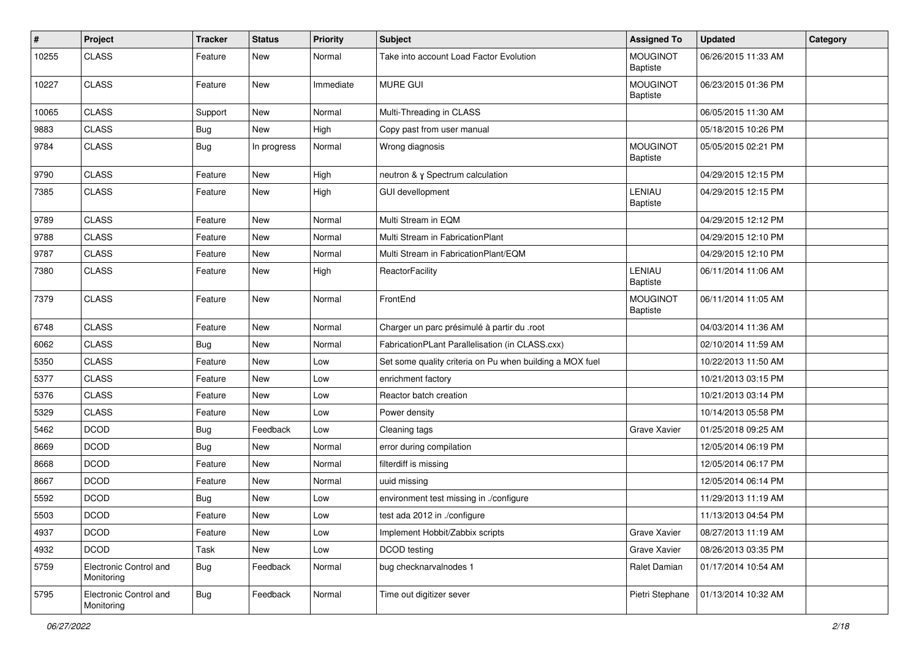| # | Project | Tracker | Status | Priority | Subject | Assigned To | Updated | Category |
|---|---|---|---|---|---|---|---|---|
| 10255 | CLASS | Feature | New | Normal | Take into account Load Factor Evolution | MOUGINOT Baptiste | 06/26/2015 11:33 AM | |
| 10227 | CLASS | Feature | New | Immediate | MURE GUI | MOUGINOT Baptiste | 06/23/2015 01:36 PM | |
| 10065 | CLASS | Support | New | Normal | Multi-Threading in CLASS | | 06/05/2015 11:30 AM | |
| 9883 | CLASS | Bug | New | High | Copy past from user manual | | 05/18/2015 10:26 PM | |
| 9784 | CLASS | Bug | In progress | Normal | Wrong diagnosis | MOUGINOT Baptiste | 05/05/2015 02:21 PM | |
| 9790 | CLASS | Feature | New | High | neutron & γ Spectrum calculation | | 04/29/2015 12:15 PM | |
| 7385 | CLASS | Feature | New | High | GUI devellopment | LENIAU Baptiste | 04/29/2015 12:15 PM | |
| 9789 | CLASS | Feature | New | Normal | Multi Stream in EQM | | 04/29/2015 12:12 PM | |
| 9788 | CLASS | Feature | New | Normal | Multi Stream in FabricationPlant | | 04/29/2015 12:10 PM | |
| 9787 | CLASS | Feature | New | Normal | Multi Stream in FabricationPlant/EQM | | 04/29/2015 12:10 PM | |
| 7380 | CLASS | Feature | New | High | ReactorFacility | LENIAU Baptiste | 06/11/2014 11:06 AM | |
| 7379 | CLASS | Feature | New | Normal | FrontEnd | MOUGINOT Baptiste | 06/11/2014 11:05 AM | |
| 6748 | CLASS | Feature | New | Normal | Charger un parc présimulé à partir du .root | | 04/03/2014 11:36 AM | |
| 6062 | CLASS | Bug | New | Normal | FabricationPLant Parallelisation (in CLASS.cxx) | | 02/10/2014 11:59 AM | |
| 5350 | CLASS | Feature | New | Low | Set some quality criteria on Pu when building a MOX fuel | | 10/22/2013 11:50 AM | |
| 5377 | CLASS | Feature | New | Low | enrichment factory | | 10/21/2013 03:15 PM | |
| 5376 | CLASS | Feature | New | Low | Reactor batch creation | | 10/21/2013 03:14 PM | |
| 5329 | CLASS | Feature | New | Low | Power density | | 10/14/2013 05:58 PM | |
| 5462 | DCOD | Bug | Feedback | Low | Cleaning tags | Grave Xavier | 01/25/2018 09:25 AM | |
| 8669 | DCOD | Bug | New | Normal | error during compilation | | 12/05/2014 06:19 PM | |
| 8668 | DCOD | Feature | New | Normal | filterdiff is missing | | 12/05/2014 06:17 PM | |
| 8667 | DCOD | Feature | New | Normal | uuid missing | | 12/05/2014 06:14 PM | |
| 5592 | DCOD | Bug | New | Low | environment test missing in ./configure | | 11/29/2013 11:19 AM | |
| 5503 | DCOD | Feature | New | Low | test ada 2012 in ./configure | | 11/13/2013 04:54 PM | |
| 4937 | DCOD | Feature | New | Low | Implement Hobbit/Zabbix scripts | Grave Xavier | 08/27/2013 11:19 AM | |
| 4932 | DCOD | Task | New | Low | DCOD testing | Grave Xavier | 08/26/2013 03:35 PM | |
| 5759 | Electronic Control and Monitoring | Bug | Feedback | Normal | bug checknarvalnodes 1 | Ralet Damian | 01/17/2014 10:54 AM | |
| 5795 | Electronic Control and Monitoring | Bug | Feedback | Normal | Time out digitizer sever | Pietri Stephane | 01/13/2014 10:32 AM | |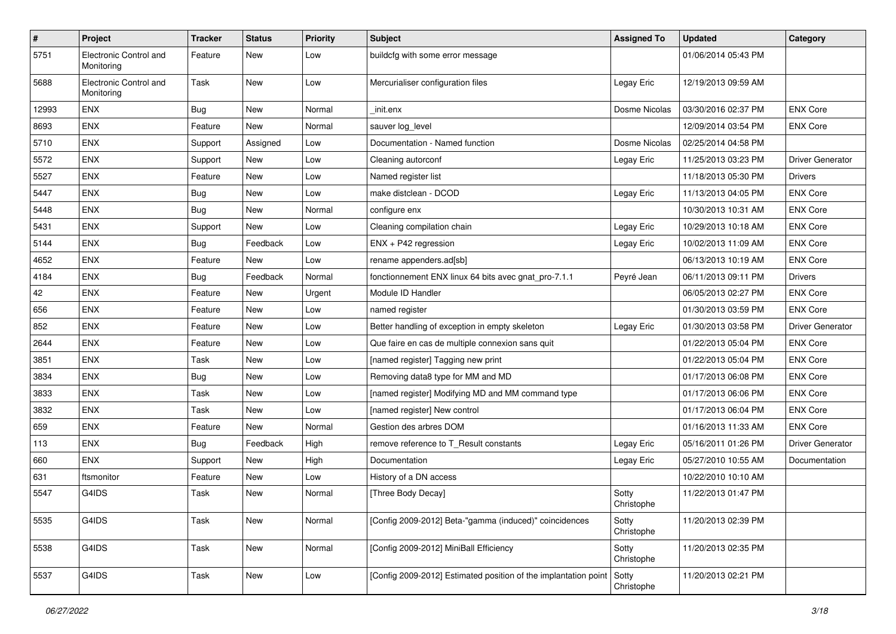| # | Project | Tracker | Status | Priority | Subject | Assigned To | Updated | Category |
|---|---|---|---|---|---|---|---|---|
| 5751 | Electronic Control and Monitoring | Feature | New | Low | buildcfg with some error message | | 01/06/2014 05:43 PM | |
| 5688 | Electronic Control and Monitoring | Task | New | Low | Mercurialiser configuration files | Legay Eric | 12/19/2013 09:59 AM | |
| 12993 | ENX | Bug | New | Normal | _init.enx | Dosme Nicolas | 03/30/2016 02:37 PM | ENX Core |
| 8693 | ENX | Feature | New | Normal | sauver log_level | | 12/09/2014 03:54 PM | ENX Core |
| 5710 | ENX | Support | Assigned | Low | Documentation - Named function | Dosme Nicolas | 02/25/2014 04:58 PM | |
| 5572 | ENX | Support | New | Low | Cleaning autorconf | Legay Eric | 11/25/2013 03:23 PM | Driver Generator |
| 5527 | ENX | Feature | New | Low | Named register list | | 11/18/2013 05:30 PM | Drivers |
| 5447 | ENX | Bug | New | Low | make distclean - DCOD | Legay Eric | 11/13/2013 04:05 PM | ENX Core |
| 5448 | ENX | Bug | New | Normal | configure enx | | 10/30/2013 10:31 AM | ENX Core |
| 5431 | ENX | Support | New | Low | Cleaning compilation chain | Legay Eric | 10/29/2013 10:18 AM | ENX Core |
| 5144 | ENX | Bug | Feedback | Low | ENX + P42 regression | Legay Eric | 10/02/2013 11:09 AM | ENX Core |
| 4652 | ENX | Feature | New | Low | rename appenders.ad[sb] | | 06/13/2013 10:19 AM | ENX Core |
| 4184 | ENX | Bug | Feedback | Normal | fonctionnement ENX linux 64 bits avec gnat_pro-7.1.1 | Peyré Jean | 06/11/2013 09:11 PM | Drivers |
| 42 | ENX | Feature | New | Urgent | Module ID Handler | | 06/05/2013 02:27 PM | ENX Core |
| 656 | ENX | Feature | New | Low | named register | | 01/30/2013 03:59 PM | ENX Core |
| 852 | ENX | Feature | New | Low | Better handling of exception in empty skeleton | Legay Eric | 01/30/2013 03:58 PM | Driver Generator |
| 2644 | ENX | Feature | New | Low | Que faire en cas de multiple connexion sans quit | | 01/22/2013 05:04 PM | ENX Core |
| 3851 | ENX | Task | New | Low | [named register] Tagging new print | | 01/22/2013 05:04 PM | ENX Core |
| 3834 | ENX | Bug | New | Low | Removing data8 type for MM and MD | | 01/17/2013 06:08 PM | ENX Core |
| 3833 | ENX | Task | New | Low | [named register] Modifying MD and MM command type | | 01/17/2013 06:06 PM | ENX Core |
| 3832 | ENX | Task | New | Low | [named register] New control | | 01/17/2013 06:04 PM | ENX Core |
| 659 | ENX | Feature | New | Normal | Gestion des arbres DOM | | 01/16/2013 11:33 AM | ENX Core |
| 113 | ENX | Bug | Feedback | High | remove reference to T_Result constants | Legay Eric | 05/16/2011 01:26 PM | Driver Generator |
| 660 | ENX | Support | New | High | Documentation | Legay Eric | 05/27/2010 10:55 AM | Documentation |
| 631 | ftsmonitor | Feature | New | Low | History of a DN access | | 10/22/2010 10:10 AM | |
| 5547 | G4IDS | Task | New | Normal | [Three Body Decay] | Sotty Christophe | 11/22/2013 01:47 PM | |
| 5535 | G4IDS | Task | New | Normal | [Config 2009-2012] Beta-"gamma (induced)" coincidences | Sotty Christophe | 11/20/2013 02:39 PM | |
| 5538 | G4IDS | Task | New | Normal | [Config 2009-2012] MiniBall Efficiency | Sotty Christophe | 11/20/2013 02:35 PM | |
| 5537 | G4IDS | Task | New | Low | [Config 2009-2012] Estimated position of the implantation point | Sotty Christophe | 11/20/2013 02:21 PM | |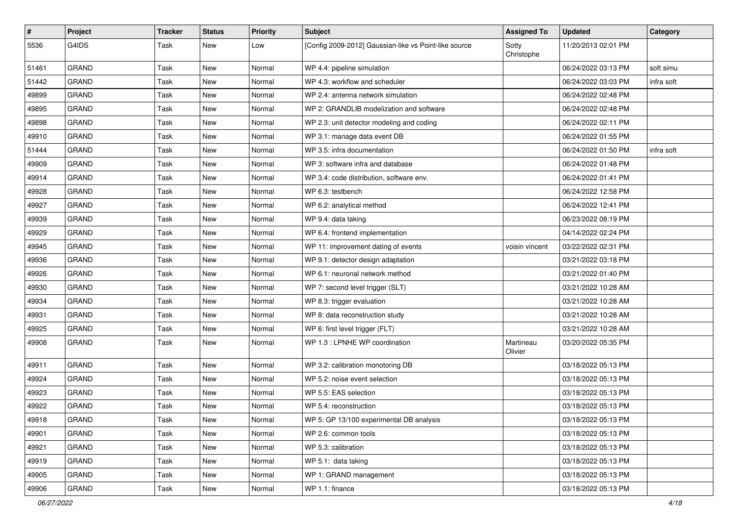| # | Project | Tracker | Status | Priority | Subject | Assigned To | Updated | Category |
|---|---|---|---|---|---|---|---|---|
| 5536 | G4IDS | Task | New | Low | [Config 2009-2012] Gaussian-like vs Point-like source | Sotty Christophe | 11/20/2013 02:01 PM | |
| 51461 | GRAND | Task | New | Normal | WP 4.4: pipeline simulation | | 06/24/2022 03:13 PM | soft simu |
| 51442 | GRAND | Task | New | Normal | WP 4.3: workflow and scheduler | | 06/24/2022 03:03 PM | infra soft |
| 49899 | GRAND | Task | New | Normal | WP 2.4: antenna network simulation | | 06/24/2022 02:48 PM | |
| 49895 | GRAND | Task | New | Normal | WP 2: GRANDLIB modelization and software | | 06/24/2022 02:48 PM | |
| 49898 | GRAND | Task | New | Normal | WP 2.3: unit detector modeling and coding | | 06/24/2022 02:11 PM | |
| 49910 | GRAND | Task | New | Normal | WP 3.1: manage data event DB | | 06/24/2022 01:55 PM | |
| 51444 | GRAND | Task | New | Normal | WP 3.5: infra documentation | | 06/24/2022 01:50 PM | infra soft |
| 49909 | GRAND | Task | New | Normal | WP 3: software infra and database | | 06/24/2022 01:48 PM | |
| 49914 | GRAND | Task | New | Normal | WP 3.4: code distribution, software env. | | 06/24/2022 01:41 PM | |
| 49928 | GRAND | Task | New | Normal | WP 6.3: testbench | | 06/24/2022 12:58 PM | |
| 49927 | GRAND | Task | New | Normal | WP 6.2: analytical method | | 06/24/2022 12:41 PM | |
| 49939 | GRAND | Task | New | Normal | WP 9.4: data taking | | 06/23/2022 08:19 PM | |
| 49929 | GRAND | Task | New | Normal | WP 6.4: frontend implementation | | 04/14/2022 02:24 PM | |
| 49945 | GRAND | Task | New | Normal | WP 11: improvement dating of events | voisin vincent | 03/22/2022 02:31 PM | |
| 49936 | GRAND | Task | New | Normal | WP 9.1: detector design adaptation | | 03/21/2022 03:18 PM | |
| 49926 | GRAND | Task | New | Normal | WP 6.1: neuronal network method | | 03/21/2022 01:40 PM | |
| 49930 | GRAND | Task | New | Normal | WP 7: second level trigger (SLT) | | 03/21/2022 10:28 AM | |
| 49934 | GRAND | Task | New | Normal | WP 8.3: trigger evaluation | | 03/21/2022 10:28 AM | |
| 49931 | GRAND | Task | New | Normal | WP 8: data reconstruction study | | 03/21/2022 10:28 AM | |
| 49925 | GRAND | Task | New | Normal | WP 6: first level trigger (FLT) | | 03/21/2022 10:28 AM | |
| 49908 | GRAND | Task | New | Normal | WP 1.3 : LPNHE WP coordination | Martineau Olivier | 03/20/2022 05:35 PM | |
| 49911 | GRAND | Task | New | Normal | WP 3.2: calibration monotoring DB | | 03/18/2022 05:13 PM | |
| 49924 | GRAND | Task | New | Normal | WP 5.2: noise event selection | | 03/18/2022 05:13 PM | |
| 49923 | GRAND | Task | New | Normal | WP 5.5: EAS selection | | 03/18/2022 05:13 PM | |
| 49922 | GRAND | Task | New | Normal | WP 5.4: reconstruction | | 03/18/2022 05:13 PM | |
| 49918 | GRAND | Task | New | Normal | WP 5: GP 13/100 experimental DB analysis | | 03/18/2022 05:13 PM | |
| 49901 | GRAND | Task | New | Normal | WP 2.6: common tools | | 03/18/2022 05:13 PM | |
| 49921 | GRAND | Task | New | Normal | WP 5.3: calibration | | 03/18/2022 05:13 PM | |
| 49919 | GRAND | Task | New | Normal | WP 5.1: data taking | | 03/18/2022 05:13 PM | |
| 49905 | GRAND | Task | New | Normal | WP 1: GRAND management | | 03/18/2022 05:13 PM | |
| 49906 | GRAND | Task | New | Normal | WP 1.1: finance | | 03/18/2022 05:13 PM | |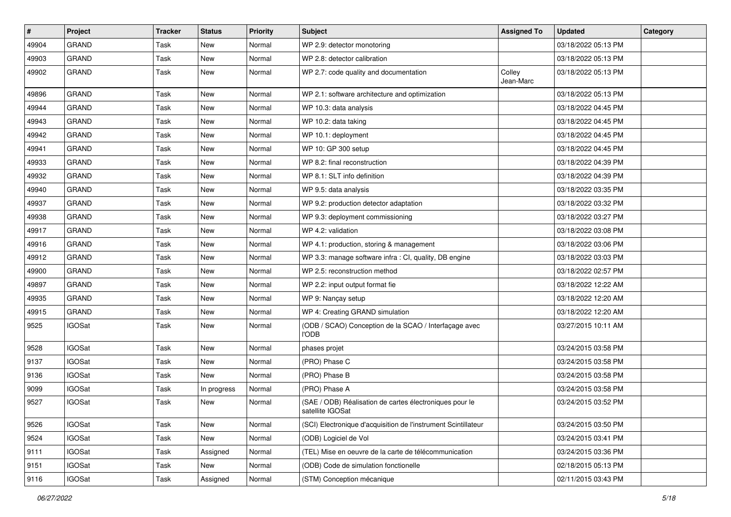| # | Project | Tracker | Status | Priority | Subject | Assigned To | Updated | Category |
|---|---|---|---|---|---|---|---|---|
| 49904 | GRAND | Task | New | Normal | WP 2.9: detector monotoring | | 03/18/2022 05:13 PM | |
| 49903 | GRAND | Task | New | Normal | WP 2.8: detector calibration | | 03/18/2022 05:13 PM | |
| 49902 | GRAND | Task | New | Normal | WP 2.7: code quality and documentation | Colley Jean-Marc | 03/18/2022 05:13 PM | |
| 49896 | GRAND | Task | New | Normal | WP 2.1: software architecture and optimization | | 03/18/2022 05:13 PM | |
| 49944 | GRAND | Task | New | Normal | WP 10.3: data analysis | | 03/18/2022 04:45 PM | |
| 49943 | GRAND | Task | New | Normal | WP 10.2: data taking | | 03/18/2022 04:45 PM | |
| 49942 | GRAND | Task | New | Normal | WP 10.1: deployment | | 03/18/2022 04:45 PM | |
| 49941 | GRAND | Task | New | Normal | WP 10: GP 300 setup | | 03/18/2022 04:45 PM | |
| 49933 | GRAND | Task | New | Normal | WP 8.2: final reconstruction | | 03/18/2022 04:39 PM | |
| 49932 | GRAND | Task | New | Normal | WP 8.1: SLT info definition | | 03/18/2022 04:39 PM | |
| 49940 | GRAND | Task | New | Normal | WP 9.5: data analysis | | 03/18/2022 03:35 PM | |
| 49937 | GRAND | Task | New | Normal | WP 9.2: production detector adaptation | | 03/18/2022 03:32 PM | |
| 49938 | GRAND | Task | New | Normal | WP 9.3: deployment commissioning | | 03/18/2022 03:27 PM | |
| 49917 | GRAND | Task | New | Normal | WP 4.2: validation | | 03/18/2022 03:08 PM | |
| 49916 | GRAND | Task | New | Normal | WP 4.1: production, storing & management | | 03/18/2022 03:06 PM | |
| 49912 | GRAND | Task | New | Normal | WP 3.3: manage software infra : CI, quality, DB engine | | 03/18/2022 03:03 PM | |
| 49900 | GRAND | Task | New | Normal | WP 2.5: reconstruction method | | 03/18/2022 02:57 PM | |
| 49897 | GRAND | Task | New | Normal | WP 2.2: input output format fie | | 03/18/2022 12:22 AM | |
| 49935 | GRAND | Task | New | Normal | WP 9: Nançay setup | | 03/18/2022 12:20 AM | |
| 49915 | GRAND | Task | New | Normal | WP 4: Creating GRAND simulation | | 03/18/2022 12:20 AM | |
| 9525 | IGOSat | Task | New | Normal | (ODB / SCAO) Conception de la SCAO / Interfaçage avec l'ODB | | 03/27/2015 10:11 AM | |
| 9528 | IGOSat | Task | New | Normal | phases projet | | 03/24/2015 03:58 PM | |
| 9137 | IGOSat | Task | New | Normal | (PRO) Phase C | | 03/24/2015 03:58 PM | |
| 9136 | IGOSat | Task | New | Normal | (PRO) Phase B | | 03/24/2015 03:58 PM | |
| 9099 | IGOSat | Task | In progress | Normal | (PRO) Phase A | | 03/24/2015 03:58 PM | |
| 9527 | IGOSat | Task | New | Normal | (SAE / ODB) Réalisation de cartes électroniques pour le satellite IGOSat | | 03/24/2015 03:52 PM | |
| 9526 | IGOSat | Task | New | Normal | (SCI) Electronique d'acquisition de l'instrument Scintillateur | | 03/24/2015 03:50 PM | |
| 9524 | IGOSat | Task | New | Normal | (ODB) Logiciel de Vol | | 03/24/2015 03:41 PM | |
| 9111 | IGOSat | Task | Assigned | Normal | (TEL) Mise en oeuvre de la carte de télécommunication | | 03/24/2015 03:36 PM | |
| 9151 | IGOSat | Task | New | Normal | (ODB) Code de simulation fonctionelle | | 02/18/2015 05:13 PM | |
| 9116 | IGOSat | Task | Assigned | Normal | (STM) Conception mécanique | | 02/11/2015 03:43 PM | |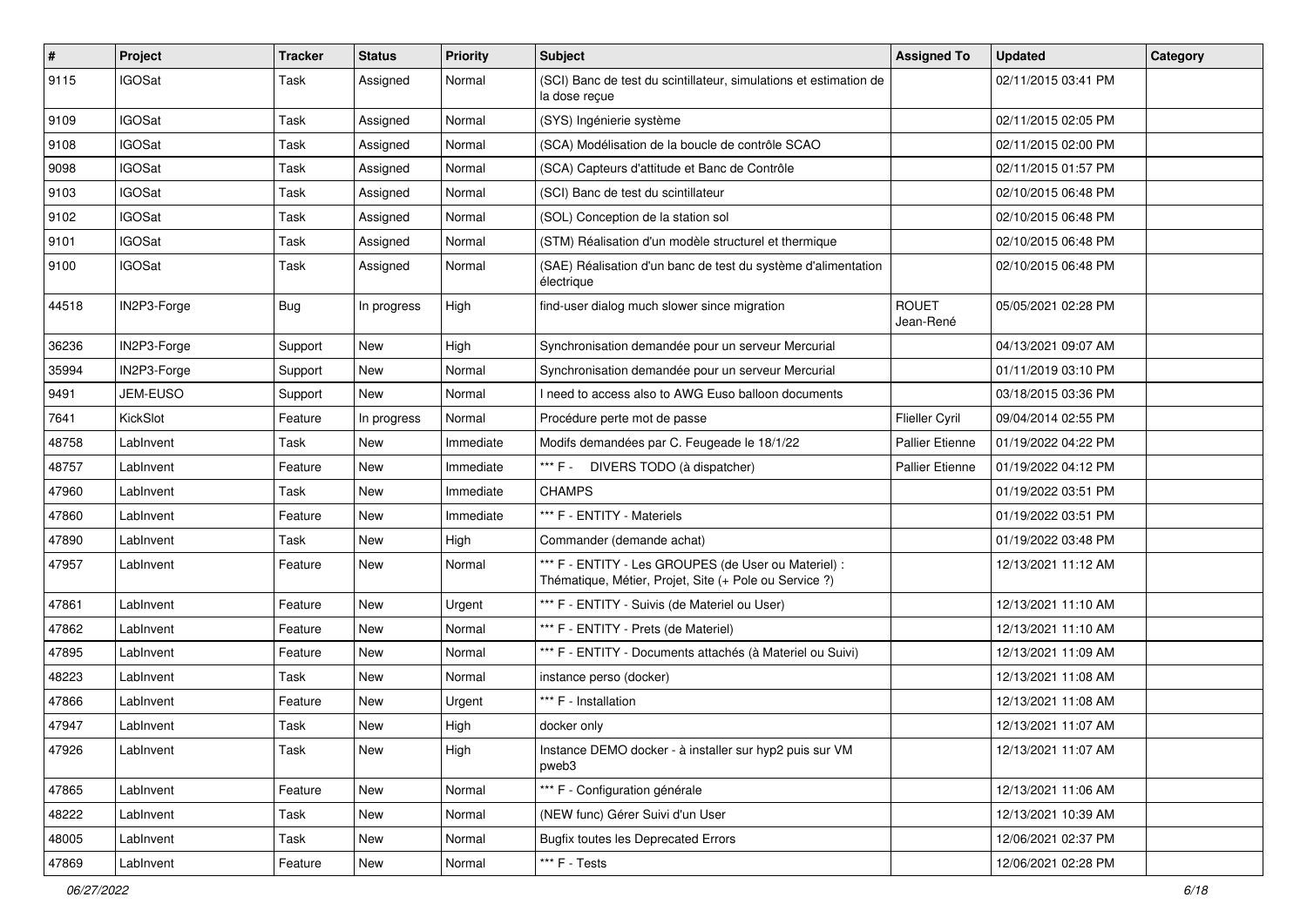| # | Project | Tracker | Status | Priority | Subject | Assigned To | Updated | Category |
|---|---|---|---|---|---|---|---|---|
| 9115 | IGOSat | Task | Assigned | Normal | (SCI) Banc de test du scintillateur, simulations et estimation de la dose reçue | | 02/11/2015 03:41 PM | |
| 9109 | IGOSat | Task | Assigned | Normal | (SYS) Ingénierie système | | 02/11/2015 02:05 PM | |
| 9108 | IGOSat | Task | Assigned | Normal | (SCA) Modélisation de la boucle de contrôle SCAO | | 02/11/2015 02:00 PM | |
| 9098 | IGOSat | Task | Assigned | Normal | (SCA) Capteurs d'attitude et Banc de Contrôle | | 02/11/2015 01:57 PM | |
| 9103 | IGOSat | Task | Assigned | Normal | (SCI) Banc de test du scintillateur | | 02/10/2015 06:48 PM | |
| 9102 | IGOSat | Task | Assigned | Normal | (SOL) Conception de la station sol | | 02/10/2015 06:48 PM | |
| 9101 | IGOSat | Task | Assigned | Normal | (STM) Réalisation d'un modèle structurel et thermique | | 02/10/2015 06:48 PM | |
| 9100 | IGOSat | Task | Assigned | Normal | (SAE) Réalisation d'un banc de test du système d'alimentation électrique | | 02/10/2015 06:48 PM | |
| 44518 | IN2P3-Forge | Bug | In progress | High | find-user dialog much slower since migration | ROUET Jean-René | 05/05/2021 02:28 PM | |
| 36236 | IN2P3-Forge | Support | New | High | Synchronisation demandée pour un serveur Mercurial | | 04/13/2021 09:07 AM | |
| 35994 | IN2P3-Forge | Support | New | Normal | Synchronisation demandée pour un serveur Mercurial | | 01/11/2019 03:10 PM | |
| 9491 | JEM-EUSO | Support | New | Normal | I need to access also to AWG Euso balloon documents | | 03/18/2015 03:36 PM | |
| 7641 | KickSlot | Feature | In progress | Normal | Procédure perte mot de passe | Flieller Cyril | 09/04/2014 02:55 PM | |
| 48758 | LabInvent | Task | New | Immediate | Modifs demandées par C. Feugeade le 18/1/22 | Pallier Etienne | 01/19/2022 04:22 PM | |
| 48757 | LabInvent | Feature | New | Immediate | *** F - DIVERS TODO (à dispatcher) | Pallier Etienne | 01/19/2022 04:12 PM | |
| 47960 | LabInvent | Task | New | Immediate | CHAMPS | | 01/19/2022 03:51 PM | |
| 47860 | LabInvent | Feature | New | Immediate | *** F - ENTITY - Materiels | | 01/19/2022 03:51 PM | |
| 47890 | LabInvent | Task | New | High | Commander (demande achat) | | 01/19/2022 03:48 PM | |
| 47957 | LabInvent | Feature | New | Normal | *** F - ENTITY - Les GROUPES (de User ou Materiel) : Thématique, Métier, Projet, Site (+ Pole ou Service ?) | | 12/13/2021 11:12 AM | |
| 47861 | LabInvent | Feature | New | Urgent | *** F - ENTITY - Suivis (de Materiel ou User) | | 12/13/2021 11:10 AM | |
| 47862 | LabInvent | Feature | New | Normal | *** F - ENTITY - Prets (de Materiel) | | 12/13/2021 11:10 AM | |
| 47895 | LabInvent | Feature | New | Normal | *** F - ENTITY - Documents attachés (à Materiel ou Suivi) | | 12/13/2021 11:09 AM | |
| 48223 | LabInvent | Task | New | Normal | instance perso (docker) | | 12/13/2021 11:08 AM | |
| 47866 | LabInvent | Feature | New | Urgent | *** F - Installation | | 12/13/2021 11:08 AM | |
| 47947 | LabInvent | Task | New | High | docker only | | 12/13/2021 11:07 AM | |
| 47926 | LabInvent | Task | New | High | Instance DEMO docker - à installer sur hyp2 puis sur VM pweb3 | | 12/13/2021 11:07 AM | |
| 47865 | LabInvent | Feature | New | Normal | *** F - Configuration générale | | 12/13/2021 11:06 AM | |
| 48222 | LabInvent | Task | New | Normal | (NEW func) Gérer Suivi d'un User | | 12/13/2021 10:39 AM | |
| 48005 | LabInvent | Task | New | Normal | Bugfix toutes les Deprecated Errors | | 12/06/2021 02:37 PM | |
| 47869 | LabInvent | Feature | New | Normal | *** F - Tests | | 12/06/2021 02:28 PM | |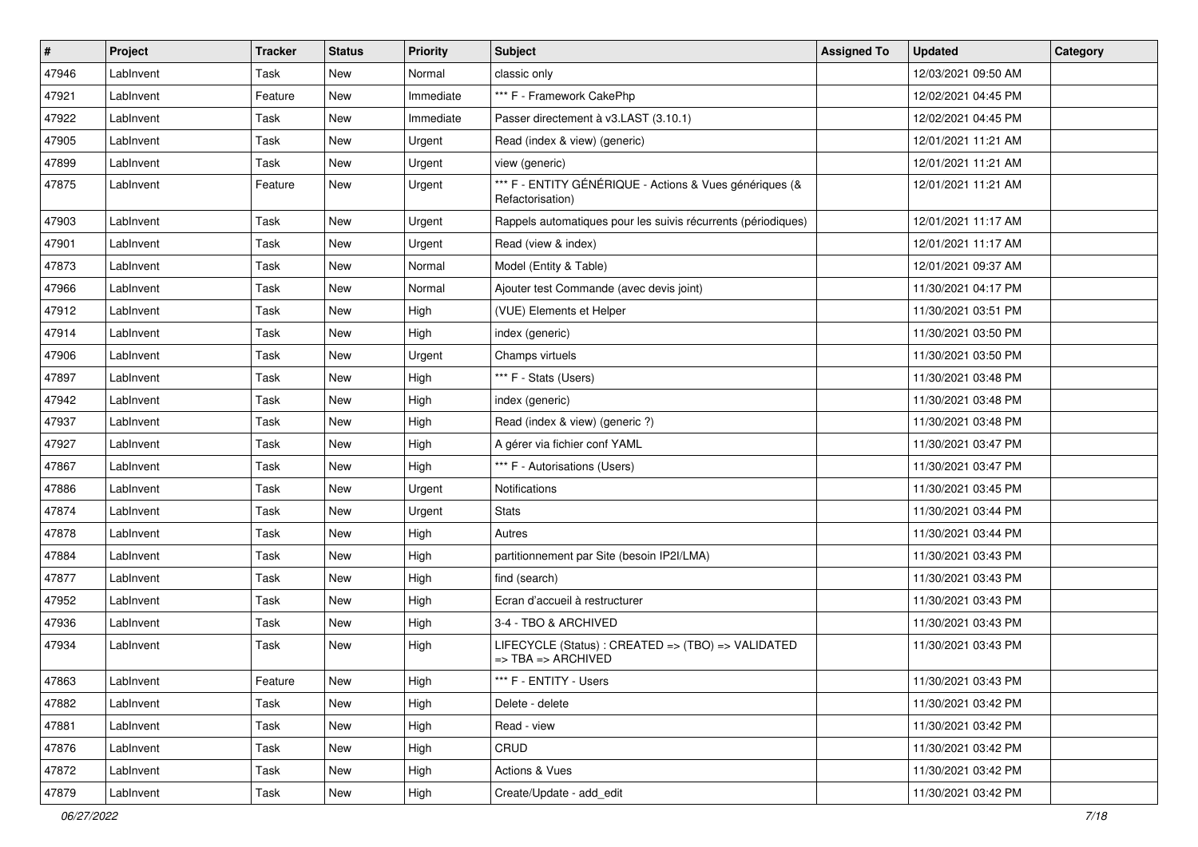| # | Project | Tracker | Status | Priority | Subject | Assigned To | Updated | Category |
|---|---|---|---|---|---|---|---|---|
| 47946 | LabInvent | Task | New | Normal | classic only | | 12/03/2021 09:50 AM | |
| 47921 | LabInvent | Feature | New | Immediate | *** F - Framework CakePhp | | 12/02/2021 04:45 PM | |
| 47922 | LabInvent | Task | New | Immediate | Passer directement à v3.LAST (3.10.1) | | 12/02/2021 04:45 PM | |
| 47905 | LabInvent | Task | New | Urgent | Read (index & view) (generic) | | 12/01/2021 11:21 AM | |
| 47899 | LabInvent | Task | New | Urgent | view (generic) | | 12/01/2021 11:21 AM | |
| 47875 | LabInvent | Feature | New | Urgent | *** F - ENTITY GÉNÉRIQUE - Actions & Vues génériques (& Refactorisation) | | 12/01/2021 11:21 AM | |
| 47903 | LabInvent | Task | New | Urgent | Rappels automatiques pour les suivis récurrents (périodiques) | | 12/01/2021 11:17 AM | |
| 47901 | LabInvent | Task | New | Urgent | Read (view & index) | | 12/01/2021 11:17 AM | |
| 47873 | LabInvent | Task | New | Normal | Model (Entity & Table) | | 12/01/2021 09:37 AM | |
| 47966 | LabInvent | Task | New | Normal | Ajouter test Commande (avec devis joint) | | 11/30/2021 04:17 PM | |
| 47912 | LabInvent | Task | New | High | (VUE) Elements et Helper | | 11/30/2021 03:51 PM | |
| 47914 | LabInvent | Task | New | High | index (generic) | | 11/30/2021 03:50 PM | |
| 47906 | LabInvent | Task | New | Urgent | Champs virtuels | | 11/30/2021 03:50 PM | |
| 47897 | LabInvent | Task | New | High | *** F - Stats (Users) | | 11/30/2021 03:48 PM | |
| 47942 | LabInvent | Task | New | High | index (generic) | | 11/30/2021 03:48 PM | |
| 47937 | LabInvent | Task | New | High | Read (index & view) (generic ?) | | 11/30/2021 03:48 PM | |
| 47927 | LabInvent | Task | New | High | A gérer via fichier conf YAML | | 11/30/2021 03:47 PM | |
| 47867 | LabInvent | Task | New | High | *** F - Autorisations (Users) | | 11/30/2021 03:47 PM | |
| 47886 | LabInvent | Task | New | Urgent | Notifications | | 11/30/2021 03:45 PM | |
| 47874 | LabInvent | Task | New | Urgent | Stats | | 11/30/2021 03:44 PM | |
| 47878 | LabInvent | Task | New | High | Autres | | 11/30/2021 03:44 PM | |
| 47884 | LabInvent | Task | New | High | partitionnement par Site (besoin IP2I/LMA) | | 11/30/2021 03:43 PM | |
| 47877 | LabInvent | Task | New | High | find (search) | | 11/30/2021 03:43 PM | |
| 47952 | LabInvent | Task | New | High | Ecran d'accueil à restructurer | | 11/30/2021 03:43 PM | |
| 47936 | LabInvent | Task | New | High | 3-4 - TBO & ARCHIVED | | 11/30/2021 03:43 PM | |
| 47934 | LabInvent | Task | New | High | LIFECYCLE (Status) : CREATED => (TBO) => VALIDATED => TBA => ARCHIVED | | 11/30/2021 03:43 PM | |
| 47863 | LabInvent | Feature | New | High | *** F - ENTITY - Users | | 11/30/2021 03:43 PM | |
| 47882 | LabInvent | Task | New | High | Delete - delete | | 11/30/2021 03:42 PM | |
| 47881 | LabInvent | Task | New | High | Read - view | | 11/30/2021 03:42 PM | |
| 47876 | LabInvent | Task | New | High | CRUD | | 11/30/2021 03:42 PM | |
| 47872 | LabInvent | Task | New | High | Actions & Vues | | 11/30/2021 03:42 PM | |
| 47879 | LabInvent | Task | New | High | Create/Update - add_edit | | 11/30/2021 03:42 PM | |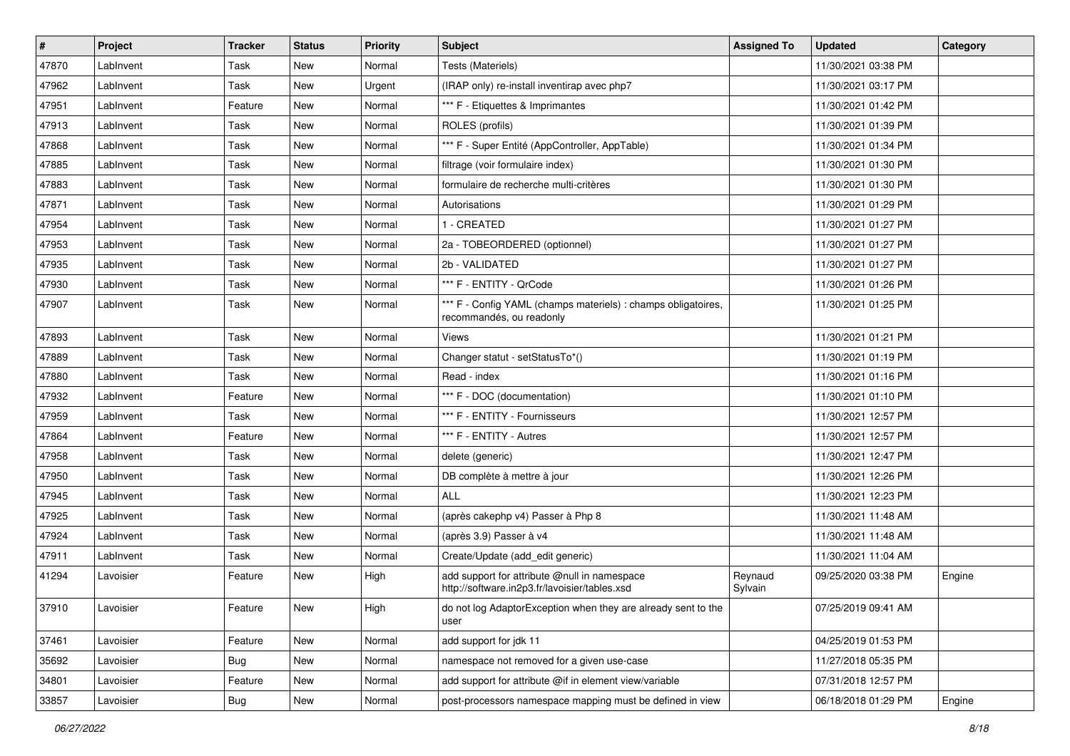| # | Project | Tracker | Status | Priority | Subject | Assigned To | Updated | Category |
|---|---|---|---|---|---|---|---|---|
| 47870 | LabInvent | Task | New | Normal | Tests (Materiels) | | 11/30/2021 03:38 PM | |
| 47962 | LabInvent | Task | New | Urgent | (IRAP only) re-install inventirap avec php7 | | 11/30/2021 03:17 PM | |
| 47951 | LabInvent | Feature | New | Normal | *** F - Etiquettes & Imprimantes | | 11/30/2021 01:42 PM | |
| 47913 | LabInvent | Task | New | Normal | ROLES (profils) | | 11/30/2021 01:39 PM | |
| 47868 | LabInvent | Task | New | Normal | *** F - Super Entité (AppController, AppTable) | | 11/30/2021 01:34 PM | |
| 47885 | LabInvent | Task | New | Normal | filtrage (voir formulaire index) | | 11/30/2021 01:30 PM | |
| 47883 | LabInvent | Task | New | Normal | formulaire de recherche multi-critères | | 11/30/2021 01:30 PM | |
| 47871 | LabInvent | Task | New | Normal | Autorisations | | 11/30/2021 01:29 PM | |
| 47954 | LabInvent | Task | New | Normal | 1 - CREATED | | 11/30/2021 01:27 PM | |
| 47953 | LabInvent | Task | New | Normal | 2a - TOBEORDERED (optionnel) | | 11/30/2021 01:27 PM | |
| 47935 | LabInvent | Task | New | Normal | 2b - VALIDATED | | 11/30/2021 01:27 PM | |
| 47930 | LabInvent | Task | New | Normal | *** F - ENTITY - QrCode | | 11/30/2021 01:26 PM | |
| 47907 | LabInvent | Task | New | Normal | *** F - Config YAML (champs materiels) : champs obligatoires, recommandés, ou readonly | | 11/30/2021 01:25 PM | |
| 47893 | LabInvent | Task | New | Normal | Views | | 11/30/2021 01:21 PM | |
| 47889 | LabInvent | Task | New | Normal | Changer statut - setStatusTo*() | | 11/30/2021 01:19 PM | |
| 47880 | LabInvent | Task | New | Normal | Read - index | | 11/30/2021 01:16 PM | |
| 47932 | LabInvent | Feature | New | Normal | *** F - DOC (documentation) | | 11/30/2021 01:10 PM | |
| 47959 | LabInvent | Task | New | Normal | *** F - ENTITY - Fournisseurs | | 11/30/2021 12:57 PM | |
| 47864 | LabInvent | Feature | New | Normal | *** F - ENTITY - Autres | | 11/30/2021 12:57 PM | |
| 47958 | LabInvent | Task | New | Normal | delete (generic) | | 11/30/2021 12:47 PM | |
| 47950 | LabInvent | Task | New | Normal | DB complète à mettre à jour | | 11/30/2021 12:26 PM | |
| 47945 | LabInvent | Task | New | Normal | ALL | | 11/30/2021 12:23 PM | |
| 47925 | LabInvent | Task | New | Normal | (après cakephp v4) Passer à Php 8 | | 11/30/2021 11:48 AM | |
| 47924 | LabInvent | Task | New | Normal | (après 3.9) Passer à v4 | | 11/30/2021 11:48 AM | |
| 47911 | LabInvent | Task | New | Normal | Create/Update (add_edit generic) | | 11/30/2021 11:04 AM | |
| 41294 | Lavoisier | Feature | New | High | add support for attribute @null in namespace http://software.in2p3.fr/lavoisier/tables.xsd | Reynaud Sylvain | 09/25/2020 03:38 PM | Engine |
| 37910 | Lavoisier | Feature | New | High | do not log AdaptorException when they are already sent to the user | | 07/25/2019 09:41 AM | |
| 37461 | Lavoisier | Feature | New | Normal | add support for jdk 11 | | 04/25/2019 01:53 PM | |
| 35692 | Lavoisier | Bug | New | Normal | namespace not removed for a given use-case | | 11/27/2018 05:35 PM | |
| 34801 | Lavoisier | Feature | New | Normal | add support for attribute @if in element view/variable | | 07/31/2018 12:57 PM | |
| 33857 | Lavoisier | Bug | New | Normal | post-processors namespace mapping must be defined in view | | 06/18/2018 01:29 PM | Engine |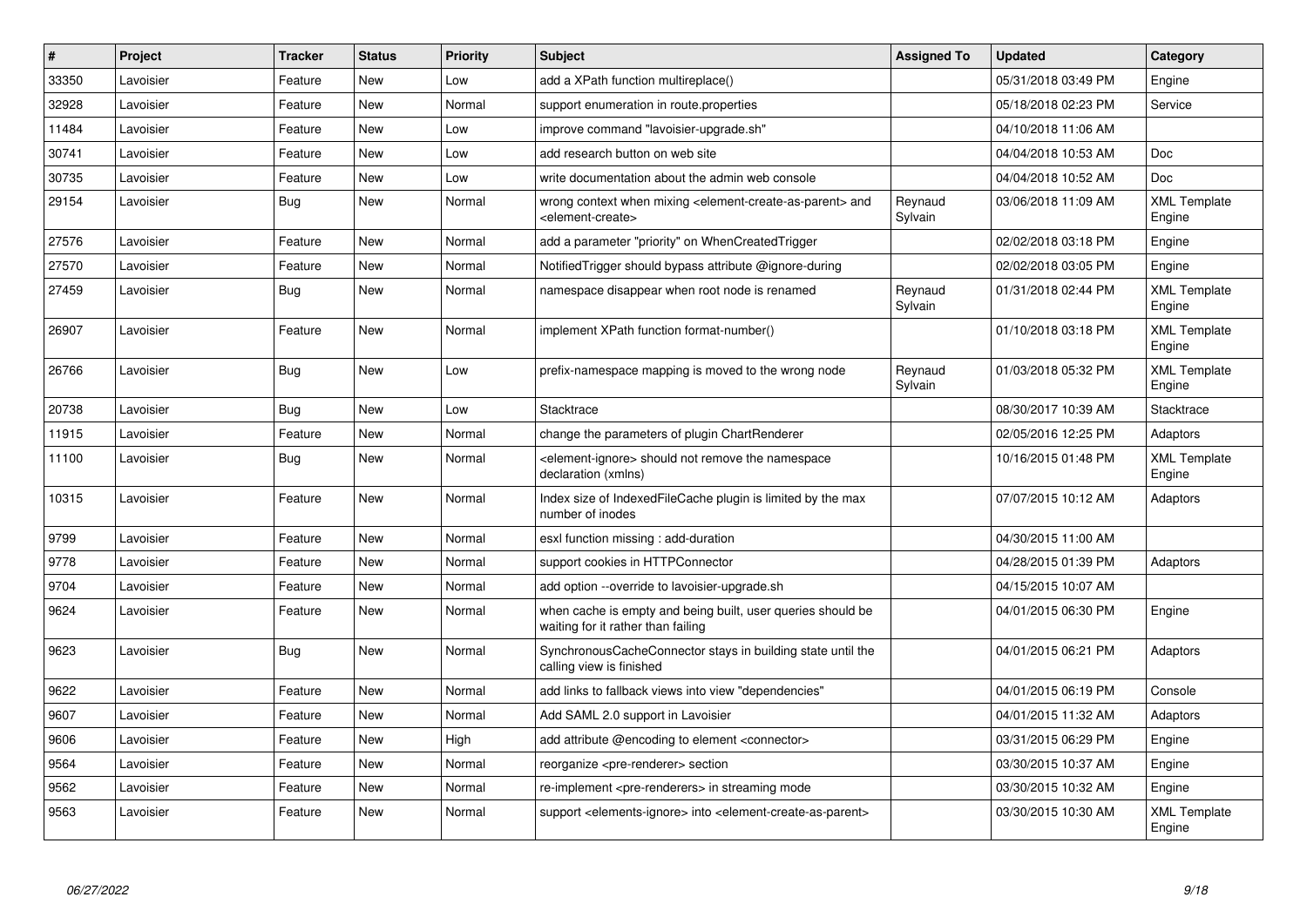| # | Project | Tracker | Status | Priority | Subject | Assigned To | Updated | Category |
|---|---|---|---|---|---|---|---|---|
| 33350 | Lavoisier | Feature | New | Low | add a XPath function multireplace() | | 05/31/2018 03:49 PM | Engine |
| 32928 | Lavoisier | Feature | New | Normal | support enumeration in route.properties | | 05/18/2018 02:23 PM | Service |
| 11484 | Lavoisier | Feature | New | Low | improve command "lavoisier-upgrade.sh" | | 04/10/2018 11:06 AM | |
| 30741 | Lavoisier | Feature | New | Low | add research button on web site | | 04/04/2018 10:53 AM | Doc |
| 30735 | Lavoisier | Feature | New | Low | write documentation about the admin web console | | 04/04/2018 10:52 AM | Doc |
| 29154 | Lavoisier | Bug | New | Normal | wrong context when mixing <element-create-as-parent> and <element-create> | Reynaud Sylvain | 03/06/2018 11:09 AM | XML Template Engine |
| 27576 | Lavoisier | Feature | New | Normal | add a parameter "priority" on WhenCreatedTrigger | | 02/02/2018 03:18 PM | Engine |
| 27570 | Lavoisier | Feature | New | Normal | NotifiedTrigger should bypass attribute @ignore-during | | 02/02/2018 03:05 PM | Engine |
| 27459 | Lavoisier | Bug | New | Normal | namespace disappear when root node is renamed | Reynaud Sylvain | 01/31/2018 02:44 PM | XML Template Engine |
| 26907 | Lavoisier | Feature | New | Normal | implement XPath function format-number() | | 01/10/2018 03:18 PM | XML Template Engine |
| 26766 | Lavoisier | Bug | New | Low | prefix-namespace mapping is moved to the wrong node | Reynaud Sylvain | 01/03/2018 05:32 PM | XML Template Engine |
| 20738 | Lavoisier | Bug | New | Low | Stacktrace | | 08/30/2017 10:39 AM | Stacktrace |
| 11915 | Lavoisier | Feature | New | Normal | change the parameters of plugin ChartRenderer | | 02/05/2016 12:25 PM | Adaptors |
| 11100 | Lavoisier | Bug | New | Normal | <element-ignore> should not remove the namespace declaration (xmlns) | | 10/16/2015 01:48 PM | XML Template Engine |
| 10315 | Lavoisier | Feature | New | Normal | Index size of IndexedFileCache plugin is limited by the max number of inodes | | 07/07/2015 10:12 AM | Adaptors |
| 9799 | Lavoisier | Feature | New | Normal | esxl function missing : add-duration | | 04/30/2015 11:00 AM | |
| 9778 | Lavoisier | Feature | New | Normal | support cookies in HTTPConnector | | 04/28/2015 01:39 PM | Adaptors |
| 9704 | Lavoisier | Feature | New | Normal | add option --override to lavoisier-upgrade.sh | | 04/15/2015 10:07 AM | |
| 9624 | Lavoisier | Feature | New | Normal | when cache is empty and being built, user queries should be waiting for it rather than failing | | 04/01/2015 06:30 PM | Engine |
| 9623 | Lavoisier | Bug | New | Normal | SynchronousCacheConnector stays in building state until the calling view is finished | | 04/01/2015 06:21 PM | Adaptors |
| 9622 | Lavoisier | Feature | New | Normal | add links to fallback views into view "dependencies" | | 04/01/2015 06:19 PM | Console |
| 9607 | Lavoisier | Feature | New | Normal | Add SAML 2.0 support in Lavoisier | | 04/01/2015 11:32 AM | Adaptors |
| 9606 | Lavoisier | Feature | New | High | add attribute @encoding to element <connector> | | 03/31/2015 06:29 PM | Engine |
| 9564 | Lavoisier | Feature | New | Normal | reorganize <pre-renderer> section | | 03/30/2015 10:37 AM | Engine |
| 9562 | Lavoisier | Feature | New | Normal | re-implement <pre-renderers> in streaming mode | | 03/30/2015 10:32 AM | Engine |
| 9563 | Lavoisier | Feature | New | Normal | support <elements-ignore> into <element-create-as-parent> | | 03/30/2015 10:30 AM | XML Template Engine |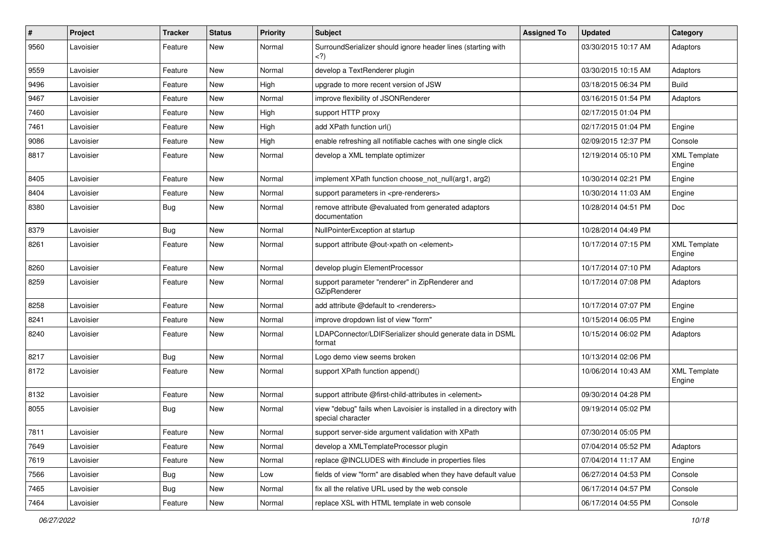| # | Project | Tracker | Status | Priority | Subject | Assigned To | Updated | Category |
|---|---|---|---|---|---|---|---|---|
| 9560 | Lavoisier | Feature | New | Normal | SurroundSerializer should ignore header lines (starting with <?) | | 03/30/2015 10:17 AM | Adaptors |
| 9559 | Lavoisier | Feature | New | Normal | develop a TextRenderer plugin | | 03/30/2015 10:15 AM | Adaptors |
| 9496 | Lavoisier | Feature | New | High | upgrade to more recent version of JSW | | 03/18/2015 06:34 PM | Build |
| 9467 | Lavoisier | Feature | New | Normal | improve flexibility of JSONRenderer | | 03/16/2015 01:54 PM | Adaptors |
| 7460 | Lavoisier | Feature | New | High | support HTTP proxy | | 02/17/2015 01:04 PM | |
| 7461 | Lavoisier | Feature | New | High | add XPath function url() | | 02/17/2015 01:04 PM | Engine |
| 9086 | Lavoisier | Feature | New | High | enable refreshing all notifiable caches with one single click | | 02/09/2015 12:37 PM | Console |
| 8817 | Lavoisier | Feature | New | Normal | develop a XML template optimizer | | 12/19/2014 05:10 PM | XML Template Engine |
| 8405 | Lavoisier | Feature | New | Normal | implement XPath function choose_not_null(arg1, arg2) | | 10/30/2014 02:21 PM | Engine |
| 8404 | Lavoisier | Feature | New | Normal | support parameters in <pre-renderers> | | 10/30/2014 11:03 AM | Engine |
| 8380 | Lavoisier | Bug | New | Normal | remove attribute @evaluated from generated adaptors documentation | | 10/28/2014 04:51 PM | Doc |
| 8379 | Lavoisier | Bug | New | Normal | NullPointerException at startup | | 10/28/2014 04:49 PM | |
| 8261 | Lavoisier | Feature | New | Normal | support attribute @out-xpath on <element> | | 10/17/2014 07:15 PM | XML Template Engine |
| 8260 | Lavoisier | Feature | New | Normal | develop plugin ElementProcessor | | 10/17/2014 07:10 PM | Adaptors |
| 8259 | Lavoisier | Feature | New | Normal | support parameter "renderer" in ZipRenderer and GZipRenderer | | 10/17/2014 07:08 PM | Adaptors |
| 8258 | Lavoisier | Feature | New | Normal | add attribute @default to <renderers> | | 10/17/2014 07:07 PM | Engine |
| 8241 | Lavoisier | Feature | New | Normal | improve dropdown list of view "form" | | 10/15/2014 06:05 PM | Engine |
| 8240 | Lavoisier | Feature | New | Normal | LDAPConnector/LDIFSerializer should generate data in DSML format | | 10/15/2014 06:02 PM | Adaptors |
| 8217 | Lavoisier | Bug | New | Normal | Logo demo view seems broken | | 10/13/2014 02:06 PM | |
| 8172 | Lavoisier | Feature | New | Normal | support XPath function append() | | 10/06/2014 10:43 AM | XML Template Engine |
| 8132 | Lavoisier | Feature | New | Normal | support attribute @first-child-attributes in <element> | | 09/30/2014 04:28 PM | |
| 8055 | Lavoisier | Bug | New | Normal | view "debug" fails when Lavoisier is installed in a directory with special character | | 09/19/2014 05:02 PM | |
| 7811 | Lavoisier | Feature | New | Normal | support server-side argument validation with XPath | | 07/30/2014 05:05 PM | |
| 7649 | Lavoisier | Feature | New | Normal | develop a XMLTemplateProcessor plugin | | 07/04/2014 05:52 PM | Adaptors |
| 7619 | Lavoisier | Feature | New | Normal | replace @INCLUDES with #include in properties files | | 07/04/2014 11:17 AM | Engine |
| 7566 | Lavoisier | Bug | New | Low | fields of view "form" are disabled when they have default value | | 06/27/2014 04:53 PM | Console |
| 7465 | Lavoisier | Bug | New | Normal | fix all the relative URL used by the web console | | 06/17/2014 04:57 PM | Console |
| 7464 | Lavoisier | Feature | New | Normal | replace XSL with HTML template in web console | | 06/17/2014 04:55 PM | Console |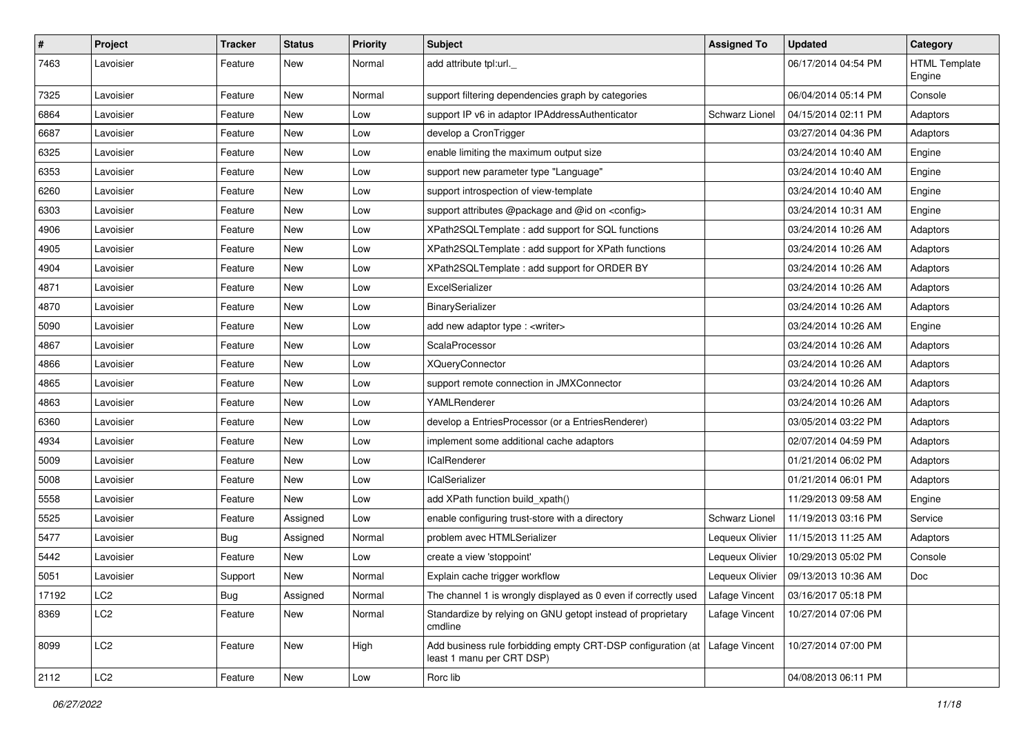| # | Project | Tracker | Status | Priority | Subject | Assigned To | Updated | Category |
|---|---|---|---|---|---|---|---|---|
| 7463 | Lavoisier | Feature | New | Normal | add attribute tpl:url._ | | 06/17/2014 04:54 PM | HTML Template Engine |
| 7325 | Lavoisier | Feature | New | Normal | support filtering dependencies graph by categories | | 06/04/2014 05:14 PM | Console |
| 6864 | Lavoisier | Feature | New | Low | support IP v6 in adaptor IPAddressAuthenticator | Schwarz Lionel | 04/15/2014 02:11 PM | Adaptors |
| 6687 | Lavoisier | Feature | New | Low | develop a CronTrigger | | 03/27/2014 04:36 PM | Adaptors |
| 6325 | Lavoisier | Feature | New | Low | enable limiting the maximum output size | | 03/24/2014 10:40 AM | Engine |
| 6353 | Lavoisier | Feature | New | Low | support new parameter type "Language" | | 03/24/2014 10:40 AM | Engine |
| 6260 | Lavoisier | Feature | New | Low | support introspection of view-template | | 03/24/2014 10:40 AM | Engine |
| 6303 | Lavoisier | Feature | New | Low | support attributes @package and @id on <config> | | 03/24/2014 10:31 AM | Engine |
| 4906 | Lavoisier | Feature | New | Low | XPath2SQLTemplate : add support for SQL functions | | 03/24/2014 10:26 AM | Adaptors |
| 4905 | Lavoisier | Feature | New | Low | XPath2SQLTemplate : add support for XPath functions | | 03/24/2014 10:26 AM | Adaptors |
| 4904 | Lavoisier | Feature | New | Low | XPath2SQLTemplate : add support for ORDER BY | | 03/24/2014 10:26 AM | Adaptors |
| 4871 | Lavoisier | Feature | New | Low | ExcelSerializer | | 03/24/2014 10:26 AM | Adaptors |
| 4870 | Lavoisier | Feature | New | Low | BinarySerializer | | 03/24/2014 10:26 AM | Adaptors |
| 5090 | Lavoisier | Feature | New | Low | add new adaptor type : <writer> | | 03/24/2014 10:26 AM | Engine |
| 4867 | Lavoisier | Feature | New | Low | ScalaProcessor | | 03/24/2014 10:26 AM | Adaptors |
| 4866 | Lavoisier | Feature | New | Low | XQueryConnector | | 03/24/2014 10:26 AM | Adaptors |
| 4865 | Lavoisier | Feature | New | Low | support remote connection in JMXConnector | | 03/24/2014 10:26 AM | Adaptors |
| 4863 | Lavoisier | Feature | New | Low | YAMLRenderer | | 03/24/2014 10:26 AM | Adaptors |
| 6360 | Lavoisier | Feature | New | Low | develop a EntriesProcessor (or a EntriesRenderer) | | 03/05/2014 03:22 PM | Adaptors |
| 4934 | Lavoisier | Feature | New | Low | implement some additional cache adaptors | | 02/07/2014 04:59 PM | Adaptors |
| 5009 | Lavoisier | Feature | New | Low | ICalRenderer | | 01/21/2014 06:02 PM | Adaptors |
| 5008 | Lavoisier | Feature | New | Low | ICalSerializer | | 01/21/2014 06:01 PM | Adaptors |
| 5558 | Lavoisier | Feature | New | Low | add XPath function build_xpath() | | 11/29/2013 09:58 AM | Engine |
| 5525 | Lavoisier | Feature | Assigned | Low | enable configuring trust-store with a directory | Schwarz Lionel | 11/19/2013 03:16 PM | Service |
| 5477 | Lavoisier | Bug | Assigned | Normal | problem avec HTMLSerializer | Lequeux Olivier | 11/15/2013 11:25 AM | Adaptors |
| 5442 | Lavoisier | Feature | New | Low | create a view 'stoppoint' | Lequeux Olivier | 10/29/2013 05:02 PM | Console |
| 5051 | Lavoisier | Support | New | Normal | Explain cache trigger workflow | Lequeux Olivier | 09/13/2013 10:36 AM | Doc |
| 17192 | LC2 | Bug | Assigned | Normal | The channel 1 is wrongly displayed as 0 even if correctly used | Lafage Vincent | 03/16/2017 05:18 PM | |
| 8369 | LC2 | Feature | New | Normal | Standardize by relying on GNU getopt instead of proprietary cmdline | Lafage Vincent | 10/27/2014 07:06 PM | |
| 8099 | LC2 | Feature | New | High | Add business rule forbidding empty CRT-DSP configuration (at least 1 manu per CRT DSP) | Lafage Vincent | 10/27/2014 07:00 PM | |
| 2112 | LC2 | Feature | New | Low | Rorc lib | | 04/08/2013 06:11 PM | |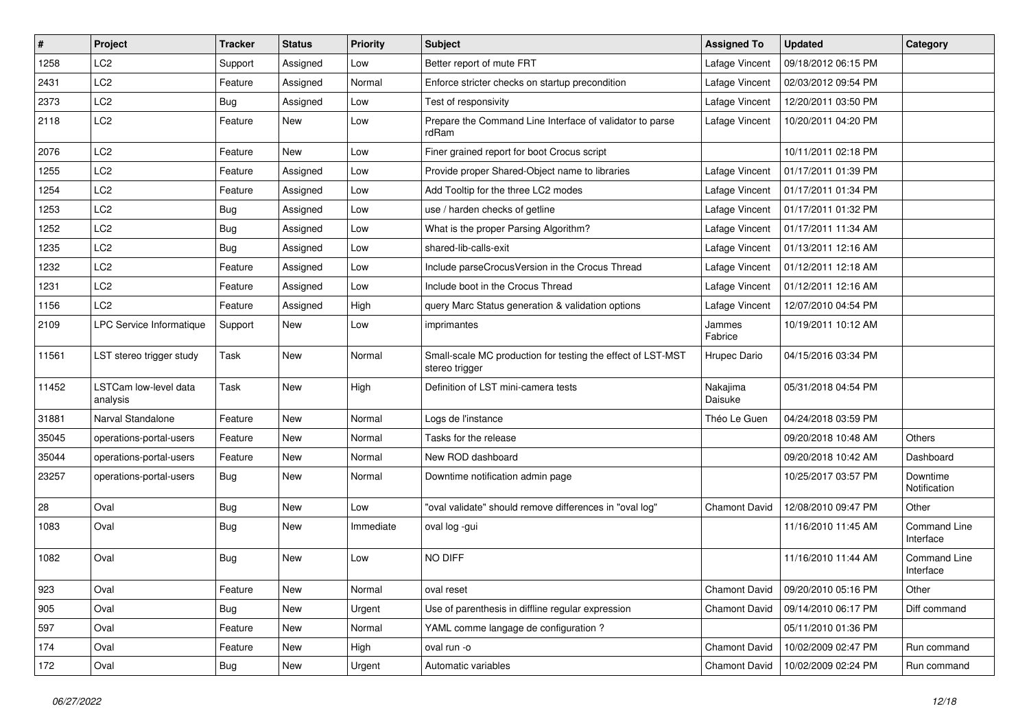| # | Project | Tracker | Status | Priority | Subject | Assigned To | Updated | Category |
|---|---|---|---|---|---|---|---|---|
| 1258 | LC2 | Support | Assigned | Low | Better report of mute FRT | Lafage Vincent | 09/18/2012 06:15 PM | |
| 2431 | LC2 | Feature | Assigned | Normal | Enforce stricter checks on startup precondition | Lafage Vincent | 02/03/2012 09:54 PM | |
| 2373 | LC2 | Bug | Assigned | Low | Test of responsivity | Lafage Vincent | 12/20/2011 03:50 PM | |
| 2118 | LC2 | Feature | New | Low | Prepare the Command Line Interface of validator to parse rdRam | Lafage Vincent | 10/20/2011 04:20 PM | |
| 2076 | LC2 | Feature | New | Low | Finer grained report for boot Crocus script | | 10/11/2011 02:18 PM | |
| 1255 | LC2 | Feature | Assigned | Low | Provide proper Shared-Object name to libraries | Lafage Vincent | 01/17/2011 01:39 PM | |
| 1254 | LC2 | Feature | Assigned | Low | Add Tooltip for the three LC2 modes | Lafage Vincent | 01/17/2011 01:34 PM | |
| 1253 | LC2 | Bug | Assigned | Low | use / harden checks of getline | Lafage Vincent | 01/17/2011 01:32 PM | |
| 1252 | LC2 | Bug | Assigned | Low | What is the proper Parsing Algorithm? | Lafage Vincent | 01/17/2011 11:34 AM | |
| 1235 | LC2 | Bug | Assigned | Low | shared-lib-calls-exit | Lafage Vincent | 01/13/2011 12:16 AM | |
| 1232 | LC2 | Feature | Assigned | Low | Include parseCrocusVersion in the Crocus Thread | Lafage Vincent | 01/12/2011 12:18 AM | |
| 1231 | LC2 | Feature | Assigned | Low | Include boot in the Crocus Thread | Lafage Vincent | 01/12/2011 12:16 AM | |
| 1156 | LC2 | Feature | Assigned | High | query Marc Status generation & validation options | Lafage Vincent | 12/07/2010 04:54 PM | |
| 2109 | LPC Service Informatique | Support | New | Low | imprimantes | Jammes Fabrice | 10/19/2011 10:12 AM | |
| 11561 | LST stereo trigger study | Task | New | Normal | Small-scale MC production for testing the effect of LST-MST stereo trigger | Hrupec Dario | 04/15/2016 03:34 PM | |
| 11452 | LSTCam low-level data analysis | Task | New | High | Definition of LST mini-camera tests | Nakajima Daisuke | 05/31/2018 04:54 PM | |
| 31881 | Narval Standalone | Feature | New | Normal | Logs de l'instance | Théo Le Guen | 04/24/2018 03:59 PM | |
| 35045 | operations-portal-users | Feature | New | Normal | Tasks for the release | | 09/20/2018 10:48 AM | Others |
| 35044 | operations-portal-users | Feature | New | Normal | New ROD dashboard | | 09/20/2018 10:42 AM | Dashboard |
| 23257 | operations-portal-users | Bug | New | Normal | Downtime notification admin page | | 10/25/2017 03:57 PM | Downtime Notification |
| 28 | Oval | Bug | New | Low | "oval validate" should remove differences in "oval log" | Chamont David | 12/08/2010 09:47 PM | Other |
| 1083 | Oval | Bug | New | Immediate | oval log -gui | | 11/16/2010 11:45 AM | Command Line Interface |
| 1082 | Oval | Bug | New | Low | NO DIFF | | 11/16/2010 11:44 AM | Command Line Interface |
| 923 | Oval | Feature | New | Normal | oval reset | Chamont David | 09/20/2010 05:16 PM | Other |
| 905 | Oval | Bug | New | Urgent | Use of parenthesis in diffline regular expression | Chamont David | 09/14/2010 06:17 PM | Diff command |
| 597 | Oval | Feature | New | Normal | YAML comme langage de configuration ? | | 05/11/2010 01:36 PM | |
| 174 | Oval | Feature | New | High | oval run -o | Chamont David | 10/02/2009 02:47 PM | Run command |
| 172 | Oval | Bug | New | Urgent | Automatic variables | Chamont David | 10/02/2009 02:24 PM | Run command |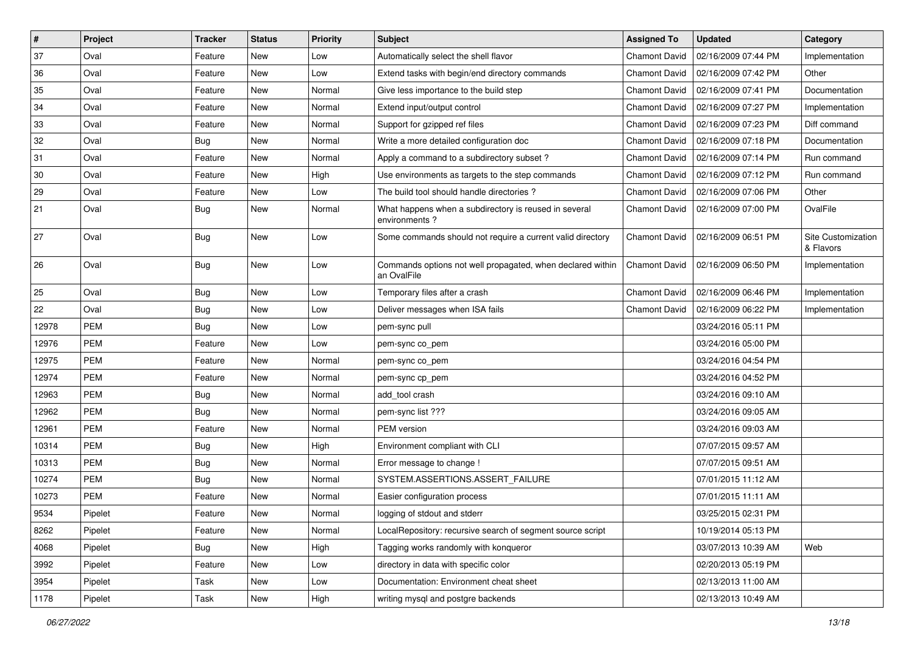| # | Project | Tracker | Status | Priority | Subject | Assigned To | Updated | Category |
|---|---|---|---|---|---|---|---|---|
| 37 | Oval | Feature | New | Low | Automatically select the shell flavor | Chamont David | 02/16/2009 07:44 PM | Implementation |
| 36 | Oval | Feature | New | Low | Extend tasks with begin/end directory commands | Chamont David | 02/16/2009 07:42 PM | Other |
| 35 | Oval | Feature | New | Normal | Give less importance to the build step | Chamont David | 02/16/2009 07:41 PM | Documentation |
| 34 | Oval | Feature | New | Normal | Extend input/output control | Chamont David | 02/16/2009 07:27 PM | Implementation |
| 33 | Oval | Feature | New | Normal | Support for gzipped ref files | Chamont David | 02/16/2009 07:23 PM | Diff command |
| 32 | Oval | Bug | New | Normal | Write a more detailed configuration doc | Chamont David | 02/16/2009 07:18 PM | Documentation |
| 31 | Oval | Feature | New | Normal | Apply a command to a subdirectory subset ? | Chamont David | 02/16/2009 07:14 PM | Run command |
| 30 | Oval | Feature | New | High | Use environments as targets to the step commands | Chamont David | 02/16/2009 07:12 PM | Run command |
| 29 | Oval | Feature | New | Low | The build tool should handle directories ? | Chamont David | 02/16/2009 07:06 PM | Other |
| 21 | Oval | Bug | New | Normal | What happens when a subdirectory is reused in several environments ? | Chamont David | 02/16/2009 07:00 PM | OvalFile |
| 27 | Oval | Bug | New | Low | Some commands should not require a current valid directory | Chamont David | 02/16/2009 06:51 PM | Site Customization & Flavors |
| 26 | Oval | Bug | New | Low | Commands options not well propagated, when declared within an OvalFile | Chamont David | 02/16/2009 06:50 PM | Implementation |
| 25 | Oval | Bug | New | Low | Temporary files after a crash | Chamont David | 02/16/2009 06:46 PM | Implementation |
| 22 | Oval | Bug | New | Low | Deliver messages when ISA fails | Chamont David | 02/16/2009 06:22 PM | Implementation |
| 12978 | PEM | Bug | New | Low | pem-sync pull | | 03/24/2016 05:11 PM | |
| 12976 | PEM | Feature | New | Low | pem-sync co_pem | | 03/24/2016 05:00 PM | |
| 12975 | PEM | Feature | New | Normal | pem-sync co_pem | | 03/24/2016 04:54 PM | |
| 12974 | PEM | Feature | New | Normal | pem-sync cp_pem | | 03/24/2016 04:52 PM | |
| 12963 | PEM | Bug | New | Normal | add_tool crash | | 03/24/2016 09:10 AM | |
| 12962 | PEM | Bug | New | Normal | pem-sync list ??? | | 03/24/2016 09:05 AM | |
| 12961 | PEM | Feature | New | Normal | PEM version | | 03/24/2016 09:03 AM | |
| 10314 | PEM | Bug | New | High | Environment compliant with CLI | | 07/07/2015 09:57 AM | |
| 10313 | PEM | Bug | New | Normal | Error message to change ! | | 07/07/2015 09:51 AM | |
| 10274 | PEM | Bug | New | Normal | SYSTEM.ASSERTIONS.ASSERT_FAILURE | | 07/01/2015 11:12 AM | |
| 10273 | PEM | Feature | New | Normal | Easier configuration process | | 07/01/2015 11:11 AM | |
| 9534 | Pipelet | Feature | New | Normal | logging of stdout and stderr | | 03/25/2015 02:31 PM | |
| 8262 | Pipelet | Feature | New | Normal | LocalRepository: recursive search of segment source script | | 10/19/2014 05:13 PM | |
| 4068 | Pipelet | Bug | New | High | Tagging works randomly with konqueror | | 03/07/2013 10:39 AM | Web |
| 3992 | Pipelet | Feature | New | Low | directory in data with specific color | | 02/20/2013 05:19 PM | |
| 3954 | Pipelet | Task | New | Low | Documentation: Environment cheat sheet | | 02/13/2013 11:00 AM | |
| 1178 | Pipelet | Task | New | High | writing mysql and postgre backends | | 02/13/2013 10:49 AM | |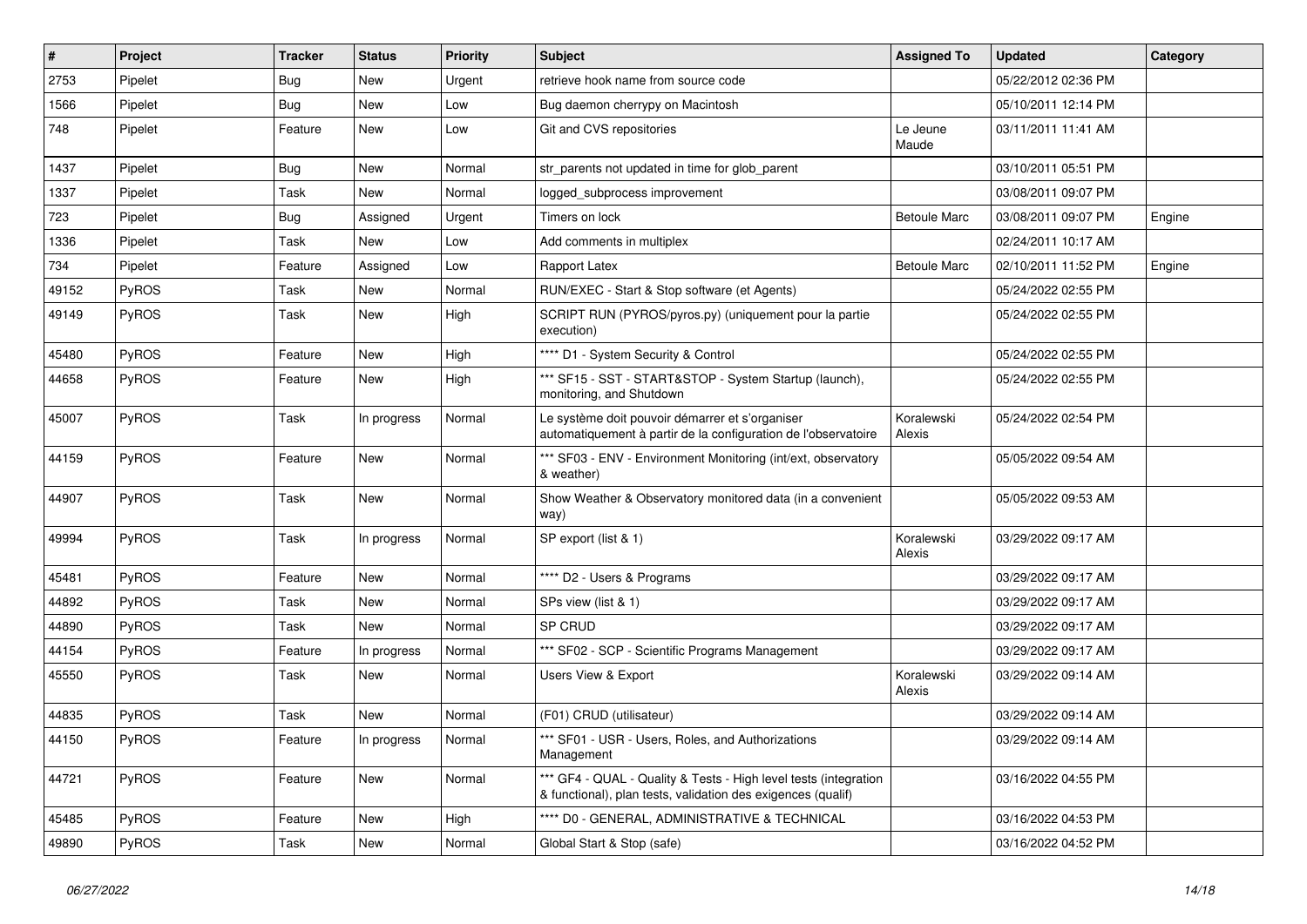| # | Project | Tracker | Status | Priority | Subject | Assigned To | Updated | Category |
|---|---|---|---|---|---|---|---|---|
| 2753 | Pipelet | Bug | New | Urgent | retrieve hook name from source code | | 05/22/2012 02:36 PM | |
| 1566 | Pipelet | Bug | New | Low | Bug daemon cherrypy on Macintosh | | 05/10/2011 12:14 PM | |
| 748 | Pipelet | Feature | New | Low | Git and CVS repositories | Le Jeune Maude | 03/11/2011 11:41 AM | |
| 1437 | Pipelet | Bug | New | Normal | str_parents not updated in time for glob_parent | | 03/10/2011 05:51 PM | |
| 1337 | Pipelet | Task | New | Normal | logged_subprocess improvement | | 03/08/2011 09:07 PM | |
| 723 | Pipelet | Bug | Assigned | Urgent | Timers on lock | Betoule Marc | 03/08/2011 09:07 PM | Engine |
| 1336 | Pipelet | Task | New | Low | Add comments in multiplex | | 02/24/2011 10:17 AM | |
| 734 | Pipelet | Feature | Assigned | Low | Rapport Latex | Betoule Marc | 02/10/2011 11:52 PM | Engine |
| 49152 | PyROS | Task | New | Normal | RUN/EXEC - Start & Stop software (et Agents) | | 05/24/2022 02:55 PM | |
| 49149 | PyROS | Task | New | High | SCRIPT RUN (PYROS/pyros.py) (uniquement pour la partie execution) | | 05/24/2022 02:55 PM | |
| 45480 | PyROS | Feature | New | High | **** D1 - System Security & Control | | 05/24/2022 02:55 PM | |
| 44658 | PyROS | Feature | New | High | *** SF15 - SST - START&STOP - System Startup (launch), monitoring, and Shutdown | | 05/24/2022 02:55 PM | |
| 45007 | PyROS | Task | In progress | Normal | Le système doit pouvoir démarrer et s'organiser automatiquement à partir de la configuration de l'observatoire | Koralewski Alexis | 05/24/2022 02:54 PM | |
| 44159 | PyROS | Feature | New | Normal | *** SF03 - ENV - Environment Monitoring (int/ext, observatory & weather) | | 05/05/2022 09:54 AM | |
| 44907 | PyROS | Task | New | Normal | Show Weather & Observatory monitored data (in a convenient way) | | 05/05/2022 09:53 AM | |
| 49994 | PyROS | Task | In progress | Normal | SP export (list & 1) | Koralewski Alexis | 03/29/2022 09:17 AM | |
| 45481 | PyROS | Feature | New | Normal | **** D2 - Users & Programs | | 03/29/2022 09:17 AM | |
| 44892 | PyROS | Task | New | Normal | SPs view (list & 1) | | 03/29/2022 09:17 AM | |
| 44890 | PyROS | Task | New | Normal | SP CRUD | | 03/29/2022 09:17 AM | |
| 44154 | PyROS | Feature | In progress | Normal | *** SF02 - SCP - Scientific Programs Management | | 03/29/2022 09:17 AM | |
| 45550 | PyROS | Task | New | Normal | Users View & Export | Koralewski Alexis | 03/29/2022 09:14 AM | |
| 44835 | PyROS | Task | New | Normal | (F01) CRUD (utilisateur) | | 03/29/2022 09:14 AM | |
| 44150 | PyROS | Feature | In progress | Normal | *** SF01 - USR - Users, Roles, and Authorizations Management | | 03/29/2022 09:14 AM | |
| 44721 | PyROS | Feature | New | Normal | *** GF4 - QUAL - Quality & Tests - High level tests (integration & functional), plan tests, validation des exigences (qualif) | | 03/16/2022 04:55 PM | |
| 45485 | PyROS | Feature | New | High | **** D0 - GENERAL, ADMINISTRATIVE & TECHNICAL | | 03/16/2022 04:53 PM | |
| 49890 | PyROS | Task | New | Normal | Global Start & Stop (safe) | | 03/16/2022 04:52 PM | |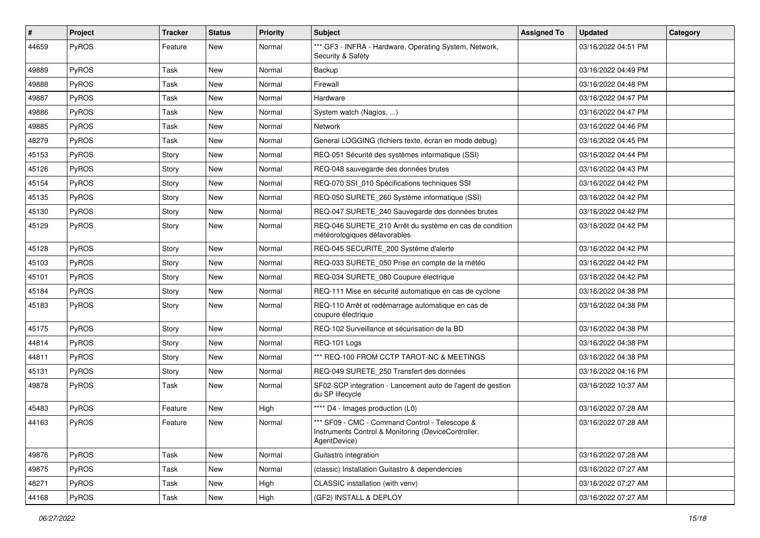| # | Project | Tracker | Status | Priority | Subject | Assigned To | Updated | Category |
|---|---|---|---|---|---|---|---|---|
| 44659 | PyROS | Feature | New | Normal | *** GF3 - INFRA - Hardware, Operating System, Network, Security & Safety | | 03/16/2022 04:51 PM | |
| 49889 | PyROS | Task | New | Normal | Backup | | 03/16/2022 04:49 PM | |
| 49888 | PyROS | Task | New | Normal | Firewall | | 03/16/2022 04:48 PM | |
| 49887 | PyROS | Task | New | Normal | Hardware | | 03/16/2022 04:47 PM | |
| 49886 | PyROS | Task | New | Normal | System watch (Nagios, ...) | | 03/16/2022 04:47 PM | |
| 49885 | PyROS | Task | New | Normal | Network | | 03/16/2022 04:46 PM | |
| 48279 | PyROS | Task | New | Normal | General LOGGING (fichiers texte, écran en mode debug) | | 03/16/2022 04:45 PM | |
| 45153 | PyROS | Story | New | Normal | REQ-051 Sécurité des systèmes informatique (SSI) | | 03/16/2022 04:44 PM | |
| 45126 | PyROS | Story | New | Normal | REQ-048 sauvegarde des données brutes | | 03/16/2022 04:43 PM | |
| 45154 | PyROS | Story | New | Normal | REQ-070 SSI_010 Spécifications techniques SSI | | 03/16/2022 04:42 PM | |
| 45135 | PyROS | Story | New | Normal | REQ-050 SURETE_260 Système informatique (SSI) | | 03/16/2022 04:42 PM | |
| 45130 | PyROS | Story | New | Normal | REQ-047 SURETE_240 Sauvegarde des données brutes | | 03/16/2022 04:42 PM | |
| 45129 | PyROS | Story | New | Normal | REQ-046 SURETE_210 Arrêt du système en cas de condition météorologiques défavorables | | 03/16/2022 04:42 PM | |
| 45128 | PyROS | Story | New | Normal | REQ-045 SECURITE_200 Système d'alerte | | 03/16/2022 04:42 PM | |
| 45103 | PyROS | Story | New | Normal | REQ-033 SURETE_050 Prise en compte de la météo | | 03/16/2022 04:42 PM | |
| 45101 | PyROS | Story | New | Normal | REQ-034 SURETE_080 Coupure électrique | | 03/16/2022 04:42 PM | |
| 45184 | PyROS | Story | New | Normal | REQ-111 Mise en sécurité automatique en cas de cyclone | | 03/16/2022 04:38 PM | |
| 45183 | PyROS | Story | New | Normal | REQ-110 Arrêt et redémarrage automatique en cas de coupure électrique | | 03/16/2022 04:38 PM | |
| 45175 | PyROS | Story | New | Normal | REQ-102 Surveillance et sécurisation de la BD | | 03/16/2022 04:38 PM | |
| 44814 | PyROS | Story | New | Normal | REQ-101 Logs | | 03/16/2022 04:38 PM | |
| 44811 | PyROS | Story | New | Normal | *** REQ-100 FROM CCTP TAROT-NC & MEETINGS | | 03/16/2022 04:38 PM | |
| 45131 | PyROS | Story | New | Normal | REQ-049 SURETE_250 Transfert des données | | 03/16/2022 04:16 PM | |
| 49878 | PyROS | Task | New | Normal | SF02-SCP integration - Lancement auto de l'agent de gestion du SP lifecycle | | 03/16/2022 10:37 AM | |
| 45483 | PyROS | Feature | New | High | **** D4 - Images production (L0) | | 03/16/2022 07:28 AM | |
| 44163 | PyROS | Feature | New | Normal | *** SF09 - CMC - Command Control - Telescope & Instruments Control & Monitoring (DeviceController, AgentDevice) | | 03/16/2022 07:28 AM | |
| 49876 | PyROS | Task | New | Normal | Guitastro integration | | 03/16/2022 07:28 AM | |
| 49875 | PyROS | Task | New | Normal | (classic) Installation Guitastro & dependencies | | 03/16/2022 07:27 AM | |
| 48271 | PyROS | Task | New | High | CLASSIC installation (with venv) | | 03/16/2022 07:27 AM | |
| 44168 | PyROS | Task | New | High | (GF2) INSTALL & DEPLOY | | 03/16/2022 07:27 AM | |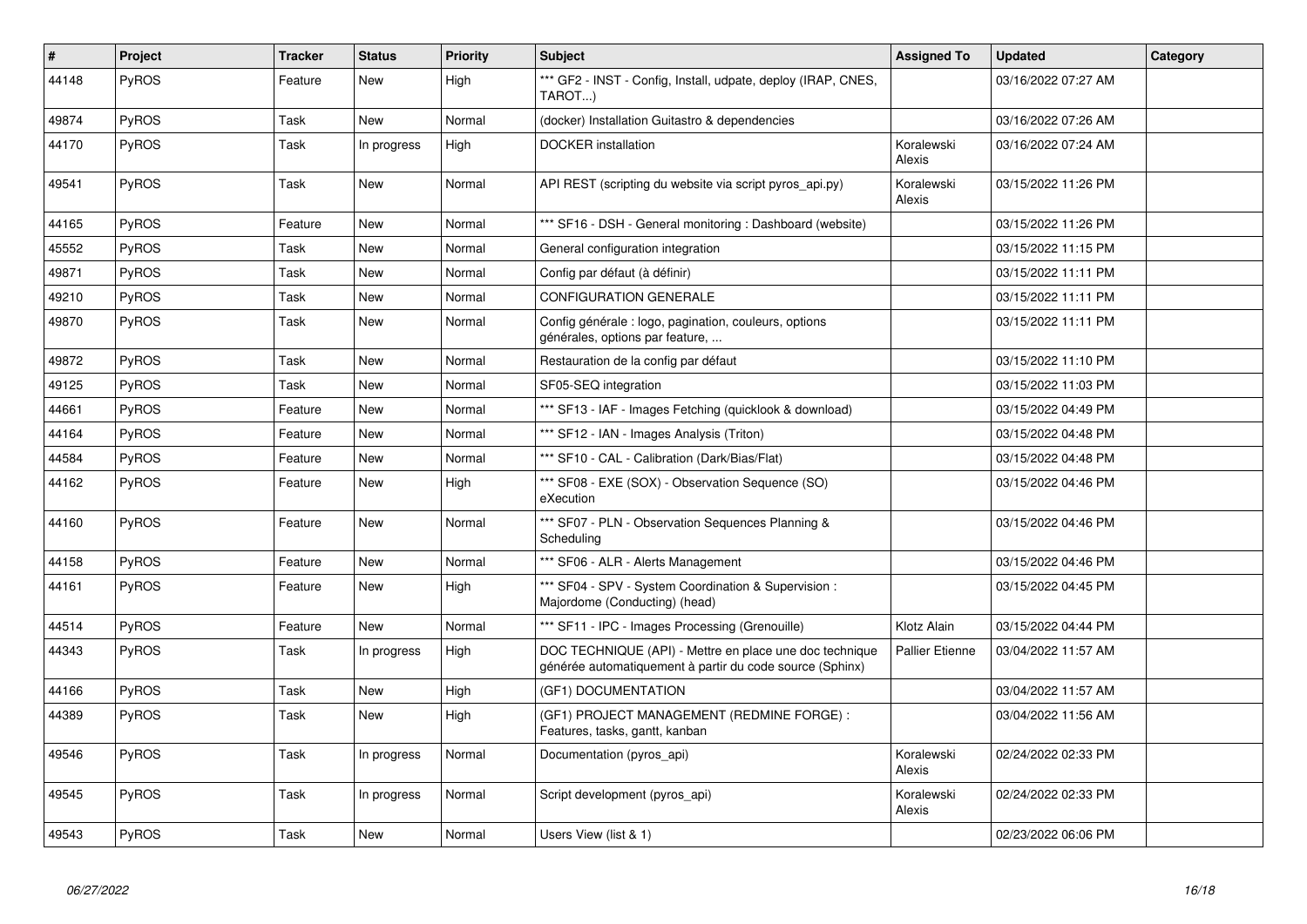| # | Project | Tracker | Status | Priority | Subject | Assigned To | Updated | Category |
|---|---|---|---|---|---|---|---|---|
| 44148 | PyROS | Feature | New | High | *** GF2 - INST - Config, Install, udpate, deploy (IRAP, CNES, TAROT...) | | 03/16/2022 07:27 AM | |
| 49874 | PyROS | Task | New | Normal | (docker) Installation Guitastro & dependencies | | 03/16/2022 07:26 AM | |
| 44170 | PyROS | Task | In progress | High | DOCKER installation | Koralewski Alexis | 03/16/2022 07:24 AM | |
| 49541 | PyROS | Task | New | Normal | API REST (scripting du website via script pyros_api.py) | Koralewski Alexis | 03/15/2022 11:26 PM | |
| 44165 | PyROS | Feature | New | Normal | *** SF16 - DSH - General monitoring : Dashboard (website) | | 03/15/2022 11:26 PM | |
| 45552 | PyROS | Task | New | Normal | General configuration integration | | 03/15/2022 11:15 PM | |
| 49871 | PyROS | Task | New | Normal | Config par défaut (à définir) | | 03/15/2022 11:11 PM | |
| 49210 | PyROS | Task | New | Normal | CONFIGURATION GENERALE | | 03/15/2022 11:11 PM | |
| 49870 | PyROS | Task | New | Normal | Config générale : logo, pagination, couleurs, options générales, options par feature, ... | | 03/15/2022 11:11 PM | |
| 49872 | PyROS | Task | New | Normal | Restauration de la config par défaut | | 03/15/2022 11:10 PM | |
| 49125 | PyROS | Task | New | Normal | SF05-SEQ integration | | 03/15/2022 11:03 PM | |
| 44661 | PyROS | Feature | New | Normal | *** SF13 - IAF - Images Fetching (quicklook & download) | | 03/15/2022 04:49 PM | |
| 44164 | PyROS | Feature | New | Normal | *** SF12 - IAN - Images Analysis (Triton) | | 03/15/2022 04:48 PM | |
| 44584 | PyROS | Feature | New | Normal | *** SF10 - CAL - Calibration (Dark/Bias/Flat) | | 03/15/2022 04:48 PM | |
| 44162 | PyROS | Feature | New | High | *** SF08 - EXE (SOX) - Observation Sequence (SO) eXecution | | 03/15/2022 04:46 PM | |
| 44160 | PyROS | Feature | New | Normal | *** SF07 - PLN - Observation Sequences Planning & Scheduling | | 03/15/2022 04:46 PM | |
| 44158 | PyROS | Feature | New | Normal | *** SF06 - ALR - Alerts Management | | 03/15/2022 04:46 PM | |
| 44161 | PyROS | Feature | New | High | *** SF04 - SPV - System Coordination & Supervision : Majordome (Conducting) (head) | | 03/15/2022 04:45 PM | |
| 44514 | PyROS | Feature | New | Normal | *** SF11 - IPC - Images Processing (Grenouille) | Klotz Alain | 03/15/2022 04:44 PM | |
| 44343 | PyROS | Task | In progress | High | DOC TECHNIQUE (API) - Mettre en place une doc technique générée automatiquement à partir du code source (Sphinx) | Pallier Etienne | 03/04/2022 11:57 AM | |
| 44166 | PyROS | Task | New | High | (GF1) DOCUMENTATION | | 03/04/2022 11:57 AM | |
| 44389 | PyROS | Task | New | High | (GF1) PROJECT MANAGEMENT (REDMINE FORGE) : Features, tasks, gantt, kanban | | 03/04/2022 11:56 AM | |
| 49546 | PyROS | Task | In progress | Normal | Documentation (pyros_api) | Koralewski Alexis | 02/24/2022 02:33 PM | |
| 49545 | PyROS | Task | In progress | Normal | Script development (pyros_api) | Koralewski Alexis | 02/24/2022 02:33 PM | |
| 49543 | PyROS | Task | New | Normal | Users View (list & 1) | | 02/23/2022 06:06 PM | |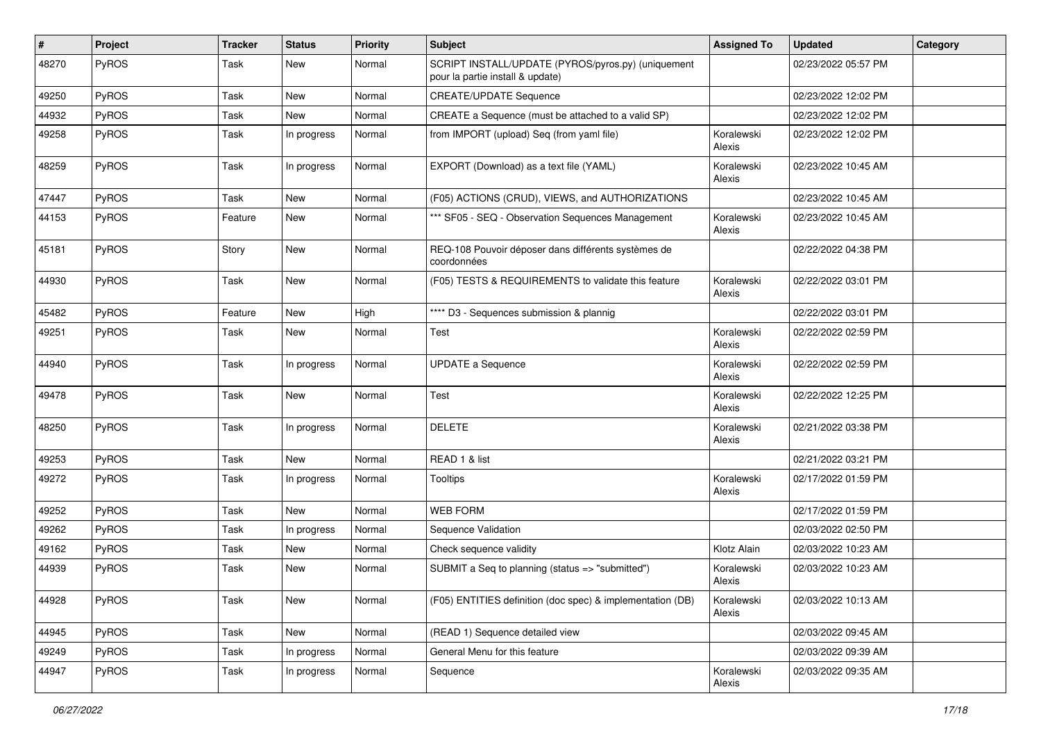| # | Project | Tracker | Status | Priority | Subject | Assigned To | Updated | Category |
|---|---|---|---|---|---|---|---|---|
| 48270 | PyROS | Task | New | Normal | SCRIPT INSTALL/UPDATE (PYROS/pyros.py) (uniquement pour la partie install & update) | | 02/23/2022 05:57 PM | |
| 49250 | PyROS | Task | New | Normal | CREATE/UPDATE Sequence | | 02/23/2022 12:02 PM | |
| 44932 | PyROS | Task | New | Normal | CREATE a Sequence (must be attached to a valid SP) | | 02/23/2022 12:02 PM | |
| 49258 | PyROS | Task | In progress | Normal | from IMPORT (upload) Seq (from yaml file) | Koralewski Alexis | 02/23/2022 12:02 PM | |
| 48259 | PyROS | Task | In progress | Normal | EXPORT (Download) as a text file (YAML) | Koralewski Alexis | 02/23/2022 10:45 AM | |
| 47447 | PyROS | Task | New | Normal | (F05) ACTIONS (CRUD), VIEWS, and AUTHORIZATIONS | | 02/23/2022 10:45 AM | |
| 44153 | PyROS | Feature | New | Normal | *** SF05 - SEQ - Observation Sequences Management | Koralewski Alexis | 02/23/2022 10:45 AM | |
| 45181 | PyROS | Story | New | Normal | REQ-108 Pouvoir déposer dans différents systèmes de coordonnées | | 02/22/2022 04:38 PM | |
| 44930 | PyROS | Task | New | Normal | (F05) TESTS & REQUIREMENTS to validate this feature | Koralewski Alexis | 02/22/2022 03:01 PM | |
| 45482 | PyROS | Feature | New | High | **** D3 - Sequences submission & plannig | | 02/22/2022 03:01 PM | |
| 49251 | PyROS | Task | New | Normal | Test | Koralewski Alexis | 02/22/2022 02:59 PM | |
| 44940 | PyROS | Task | In progress | Normal | UPDATE a Sequence | Koralewski Alexis | 02/22/2022 02:59 PM | |
| 49478 | PyROS | Task | New | Normal | Test | Koralewski Alexis | 02/22/2022 12:25 PM | |
| 48250 | PyROS | Task | In progress | Normal | DELETE | Koralewski Alexis | 02/21/2022 03:38 PM | |
| 49253 | PyROS | Task | New | Normal | READ 1 & list | | 02/21/2022 03:21 PM | |
| 49272 | PyROS | Task | In progress | Normal | Tooltips | Koralewski Alexis | 02/17/2022 01:59 PM | |
| 49252 | PyROS | Task | New | Normal | WEB FORM | | 02/17/2022 01:59 PM | |
| 49262 | PyROS | Task | In progress | Normal | Sequence Validation | | 02/03/2022 02:50 PM | |
| 49162 | PyROS | Task | New | Normal | Check sequence validity | Klotz Alain | 02/03/2022 10:23 AM | |
| 44939 | PyROS | Task | New | Normal | SUBMIT a Seq to planning (status => "submitted") | Koralewski Alexis | 02/03/2022 10:23 AM | |
| 44928 | PyROS | Task | New | Normal | (F05) ENTITIES definition (doc spec) & implementation (DB) | Koralewski Alexis | 02/03/2022 10:13 AM | |
| 44945 | PyROS | Task | New | Normal | (READ 1) Sequence detailed view | | 02/03/2022 09:45 AM | |
| 49249 | PyROS | Task | In progress | Normal | General Menu for this feature | | 02/03/2022 09:39 AM | |
| 44947 | PyROS | Task | In progress | Normal | Sequence | Koralewski Alexis | 02/03/2022 09:35 AM | |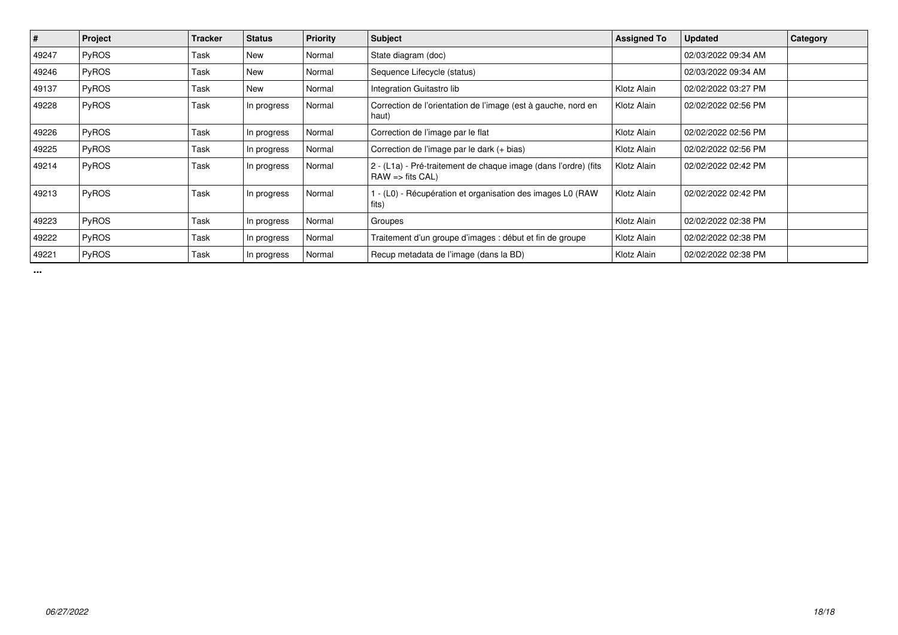| # | Project | Tracker | Status | Priority | Subject | Assigned To | Updated | Category |
|---|---|---|---|---|---|---|---|---|
| 49247 | PyROS | Task | New | Normal | State diagram (doc) | | 02/03/2022 09:34 AM | |
| 49246 | PyROS | Task | New | Normal | Sequence Lifecycle (status) | | 02/03/2022 09:34 AM | |
| 49137 | PyROS | Task | New | Normal | Integration Guitastro lib | Klotz Alain | 02/02/2022 03:27 PM | |
| 49228 | PyROS | Task | In progress | Normal | Correction de l'orientation de l'image (est à gauche, nord en haut) | Klotz Alain | 02/02/2022 02:56 PM | |
| 49226 | PyROS | Task | In progress | Normal | Correction de l'image par le flat | Klotz Alain | 02/02/2022 02:56 PM | |
| 49225 | PyROS | Task | In progress | Normal | Correction de l'image par le dark (+ bias) | Klotz Alain | 02/02/2022 02:56 PM | |
| 49214 | PyROS | Task | In progress | Normal | 2 - (L1a) - Pré-traitement de chaque image (dans l'ordre) (fits RAW => fits CAL) | Klotz Alain | 02/02/2022 02:42 PM | |
| 49213 | PyROS | Task | In progress | Normal | 1 - (L0) - Récupération et organisation des images L0 (RAW fits) | Klotz Alain | 02/02/2022 02:42 PM | |
| 49223 | PyROS | Task | In progress | Normal | Groupes | Klotz Alain | 02/02/2022 02:38 PM | |
| 49222 | PyROS | Task | In progress | Normal | Traitement d'un groupe d'images : début et fin de groupe | Klotz Alain | 02/02/2022 02:38 PM | |
| 49221 | PyROS | Task | In progress | Normal | Recup metadata de l'image (dans la BD) | Klotz Alain | 02/02/2022 02:38 PM | |

...